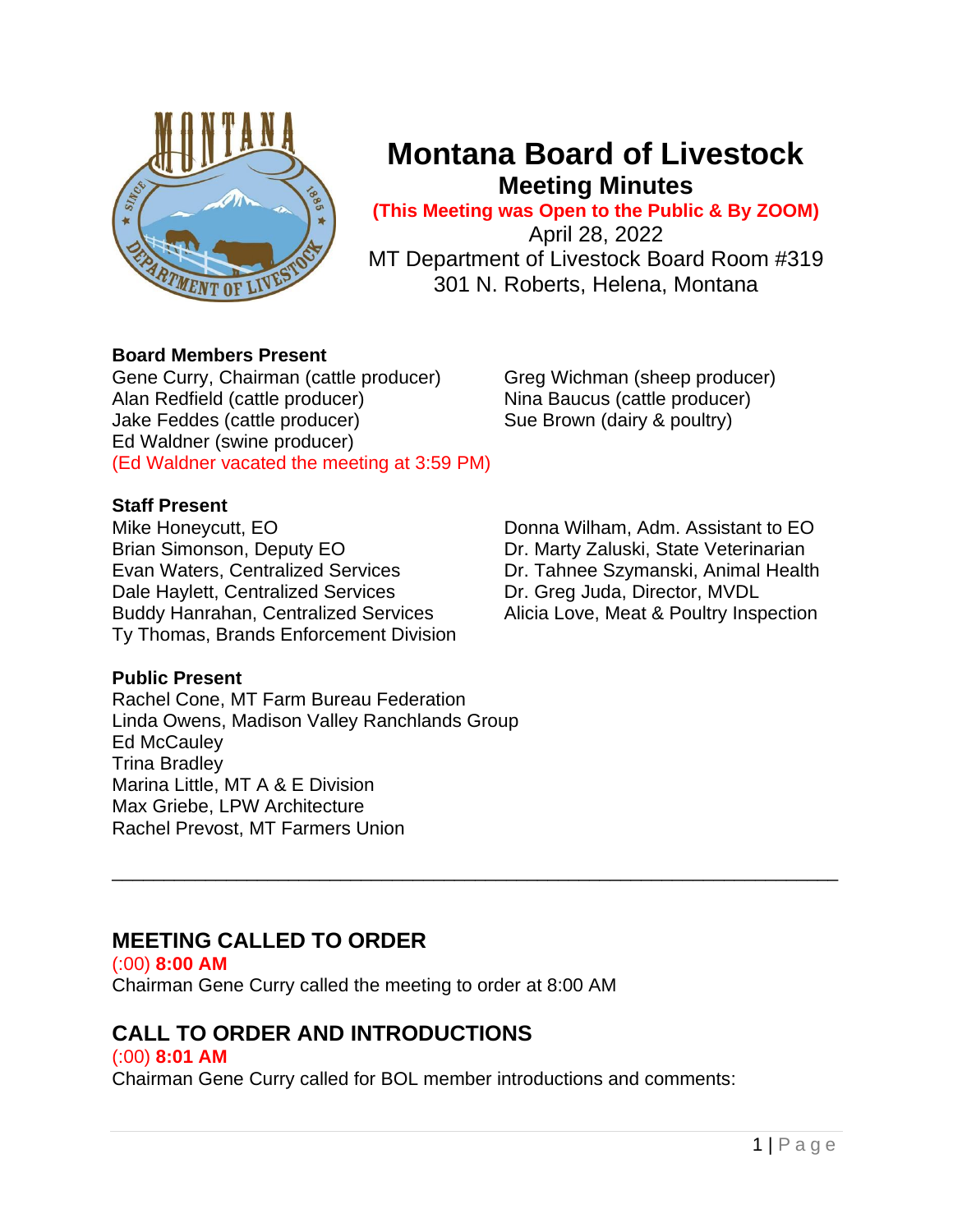# Montana Board of Livestock

## Meeting Minutes

**(This Meeting was Open to the Public & By ZOOM)**

April 28, 2022
MT Department of Livestock Board Room #319
301 N. Roberts, Helena, Montana

**Board Members Present**

Gene Curry, Chairman (cattle producer)
Alan Redfield (cattle producer)
Jake Feddes (cattle producer)
Ed Waldner (swine producer)
(Ed Waldner vacated the meeting at 3:59 PM)
Greg Wichman (sheep producer)
Nina Baucus (cattle producer)
Sue Brown (dairy & poultry)

**Staff Present**

Mike Honeycutt, EO
Brian Simonson, Deputy EO
Evan Waters, Centralized Services
Dale Haylett, Centralized Services
Buddy Hanrahan, Centralized Services
Ty Thomas, Brands Enforcement Division
Donna Wilham, Adm. Assistant to EO
Dr. Marty Zaluski, State Veterinarian
Dr. Tahnee Szymanski, Animal Health
Dr. Greg Juda, Director, MVDL
Alicia Love, Meat & Poultry Inspection

**Public Present**

Rachel Cone, MT Farm Bureau Federation
Linda Owens, Madison Valley Ranchlands Group
Ed McCauley
Trina Bradley
Marina Little, MT A & E Division
Max Griebe, LPW Architecture
Rachel Prevost, MT Farmers Union

---

## MEETING CALLED TO ORDER

(:00) **8:00 AM**
Chairman Gene Curry called the meeting to order at 8:00 AM

## CALL TO ORDER AND INTRODUCTIONS

(:00) **8:01 AM**
Chairman Gene Curry called for BOL member introductions and comments: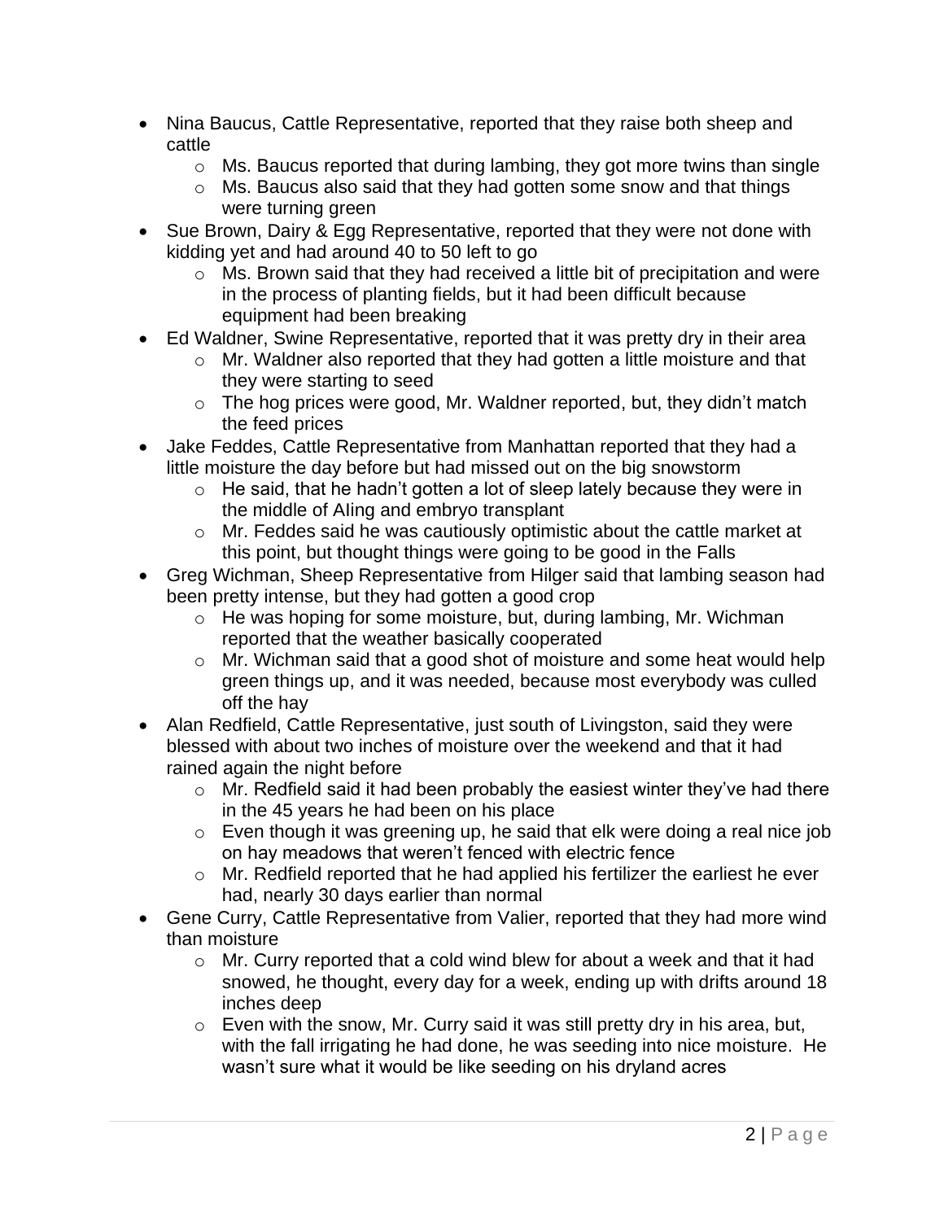- Nina Baucus, Cattle Representative, reported that they raise both sheep and cattle
    - Ms. Baucus reported that during lambing, they got more twins than single
    - Ms. Baucus also said that they had gotten some snow and that things were turning green
- Sue Brown, Dairy & Egg Representative, reported that they were not done with kidding yet and had around 40 to 50 left to go
    - Ms. Brown said that they had received a little bit of precipitation and were in the process of planting fields, but it had been difficult because equipment had been breaking
- Ed Waldner, Swine Representative, reported that it was pretty dry in their area
    - Mr. Waldner also reported that they had gotten a little moisture and that they were starting to seed
    - The hog prices were good, Mr. Waldner reported, but, they didn't match the feed prices
- Jake Feddes, Cattle Representative from Manhattan reported that they had a little moisture the day before but had missed out on the big snowstorm
    - He said, that he hadn't gotten a lot of sleep lately because they were in the middle of AIing and embryo transplant
    - Mr. Feddes said he was cautiously optimistic about the cattle market at this point, but thought things were going to be good in the Falls
- Greg Wichman, Sheep Representative from Hilger said that lambing season had been pretty intense, but they had gotten a good crop
    - He was hoping for some moisture, but, during lambing, Mr. Wichman reported that the weather basically cooperated
    - Mr. Wichman said that a good shot of moisture and some heat would help green things up, and it was needed, because most everybody was culled off the hay
- Alan Redfield, Cattle Representative, just south of Livingston, said they were blessed with about two inches of moisture over the weekend and that it had rained again the night before
    - Mr. Redfield said it had been probably the easiest winter they've had there in the 45 years he had been on his place
    - Even though it was greening up, he said that elk were doing a real nice job on hay meadows that weren't fenced with electric fence
    - Mr. Redfield reported that he had applied his fertilizer the earliest he ever had, nearly 30 days earlier than normal
- Gene Curry, Cattle Representative from Valier, reported that they had more wind than moisture
    - Mr. Curry reported that a cold wind blew for about a week and that it had snowed, he thought, every day for a week, ending up with drifts around 18 inches deep
    - Even with the snow, Mr. Curry said it was still pretty dry in his area, but, with the fall irrigating he had done, he was seeding into nice moisture. He wasn't sure what it would be like seeding on his dryland acres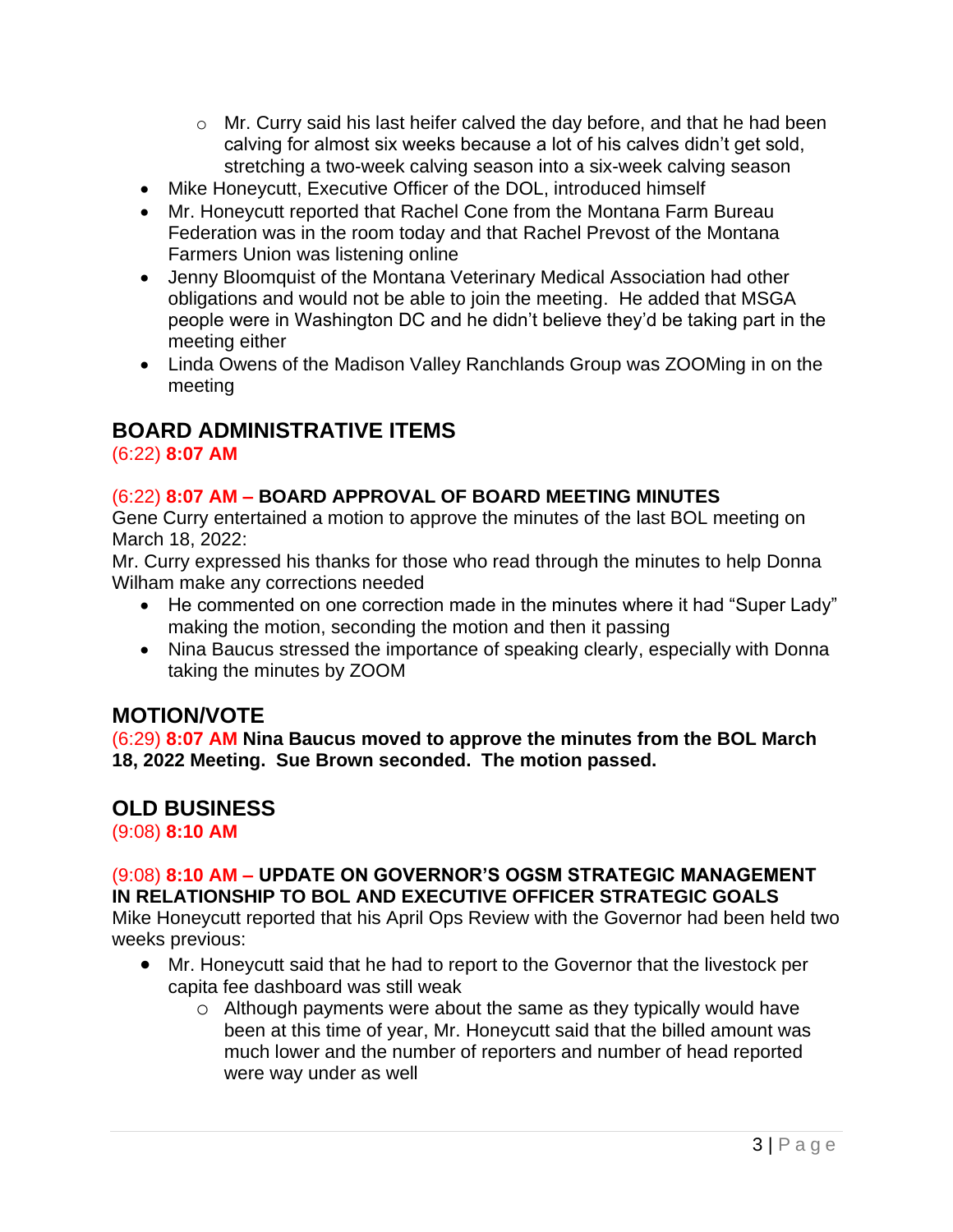- Mr. Curry said his last heifer calved the day before, and that he had been calving for almost six weeks because a lot of his calves didn't get sold, stretching a two-week calving season into a six-week calving season
- Mike Honeycutt, Executive Officer of the DOL, introduced himself
- Mr. Honeycutt reported that Rachel Cone from the Montana Farm Bureau Federation was in the room today and that Rachel Prevost of the Montana Farmers Union was listening online
- Jenny Bloomquist of the Montana Veterinary Medical Association had other obligations and would not be able to join the meeting. He added that MSGA people were in Washington DC and he didn't believe they'd be taking part in the meeting either
- Linda Owens of the Madison Valley Ranchlands Group was ZOOMing in on the meeting

## BOARD ADMINISTRATIVE ITEMS

(6:22) **8:07 AM**

### (6:22) 8:07 AM – BOARD APPROVAL OF BOARD MEETING MINUTES

Gene Curry entertained a motion to approve the minutes of the last BOL meeting on March 18, 2022:

Mr. Curry expressed his thanks for those who read through the minutes to help Donna Wilham make any corrections needed

- He commented on one correction made in the minutes where it had "Super Lady" making the motion, seconding the motion and then it passing
- Nina Baucus stressed the importance of speaking clearly, especially with Donna taking the minutes by ZOOM

## MOTION/VOTE

(6:29) **8:07 AM Nina Baucus moved to approve the minutes from the BOL March 18, 2022 Meeting. Sue Brown seconded. The motion passed.**

## OLD BUSINESS

(9:08) **8:10 AM**

### (9:08) 8:10 AM – UPDATE ON GOVERNOR'S OGSM STRATEGIC MANAGEMENT IN RELATIONSHIP TO BOL AND EXECUTIVE OFFICER STRATEGIC GOALS

Mike Honeycutt reported that his April Ops Review with the Governor had been held two weeks previous:

- Mr. Honeycutt said that he had to report to the Governor that the livestock per capita fee dashboard was still weak
    - Although payments were about the same as they typically would have been at this time of year, Mr. Honeycutt said that the billed amount was much lower and the number of reporters and number of head reported were way under as well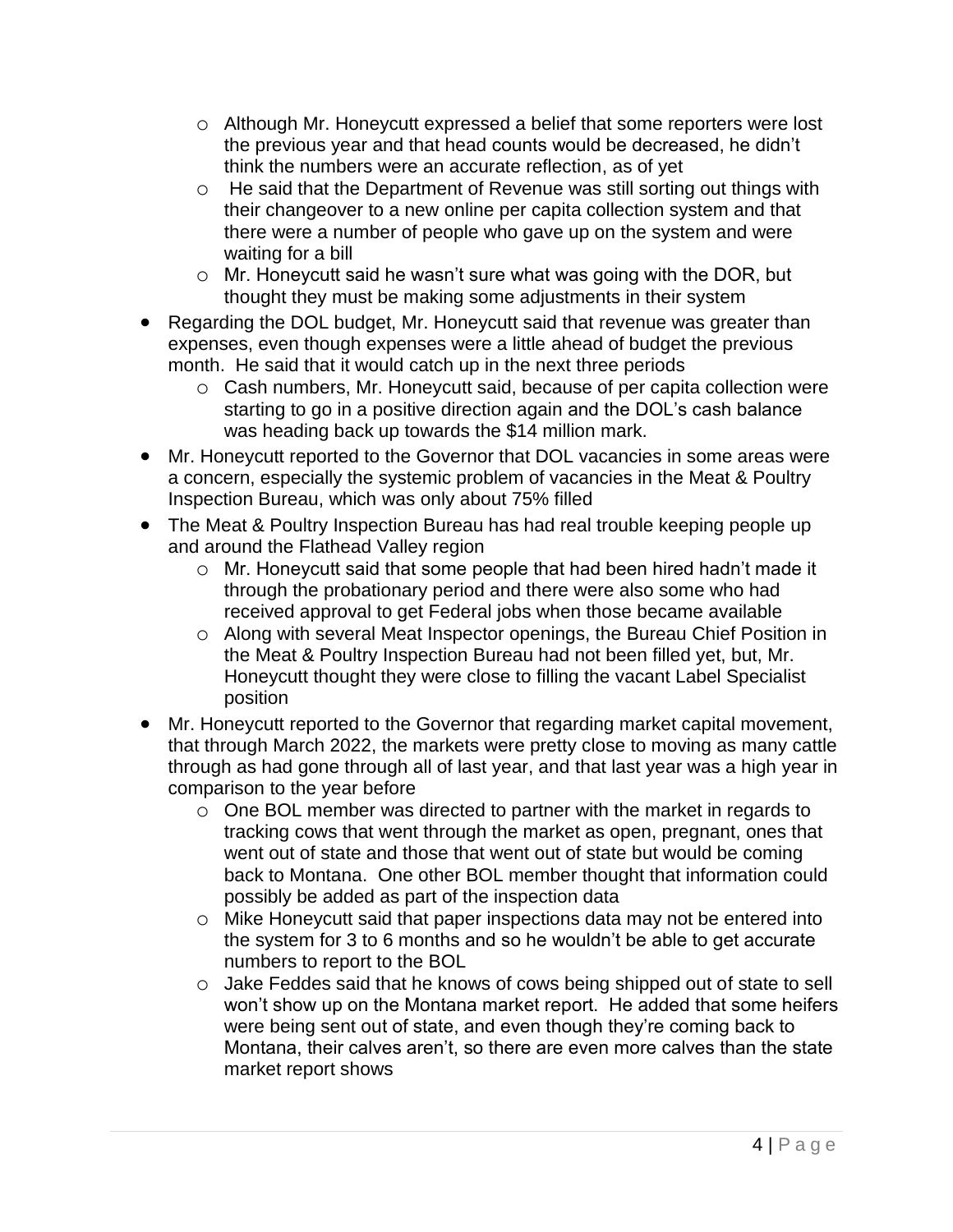- Although Mr. Honeycutt expressed a belief that some reporters were lost the previous year and that head counts would be decreased, he didn't think the numbers were an accurate reflection, as of yet
  - He said that the Department of Revenue was still sorting out things with their changeover to a new online per capita collection system and that there were a number of people who gave up on the system and were waiting for a bill
  - Mr. Honeycutt said he wasn't sure what was going with the DOR, but thought they must be making some adjustments in their system
- Regarding the DOL budget, Mr. Honeycutt said that revenue was greater than expenses, even though expenses were a little ahead of budget the previous month. He said that it would catch up in the next three periods
  - Cash numbers, Mr. Honeycutt said, because of per capita collection were starting to go in a positive direction again and the DOL's cash balance was heading back up towards the $14 million mark.
- Mr. Honeycutt reported to the Governor that DOL vacancies in some areas were a concern, especially the systemic problem of vacancies in the Meat & Poultry Inspection Bureau, which was only about 75% filled
- The Meat & Poultry Inspection Bureau has had real trouble keeping people up and around the Flathead Valley region
  - Mr. Honeycutt said that some people that had been hired hadn't made it through the probationary period and there were also some who had received approval to get Federal jobs when those became available
  - Along with several Meat Inspector openings, the Bureau Chief Position in the Meat & Poultry Inspection Bureau had not been filled yet, but, Mr. Honeycutt thought they were close to filling the vacant Label Specialist position
- Mr. Honeycutt reported to the Governor that regarding market capital movement, that through March 2022, the markets were pretty close to moving as many cattle through as had gone through all of last year, and that last year was a high year in comparison to the year before
  - One BOL member was directed to partner with the market in regards to tracking cows that went through the market as open, pregnant, ones that went out of state and those that went out of state but would be coming back to Montana. One other BOL member thought that information could possibly be added as part of the inspection data
  - Mike Honeycutt said that paper inspections data may not be entered into the system for 3 to 6 months and so he wouldn't be able to get accurate numbers to report to the BOL
  - Jake Feddes said that he knows of cows being shipped out of state to sell won't show up on the Montana market report. He added that some heifers were being sent out of state, and even though they're coming back to Montana, their calves aren't, so there are even more calves than the state market report shows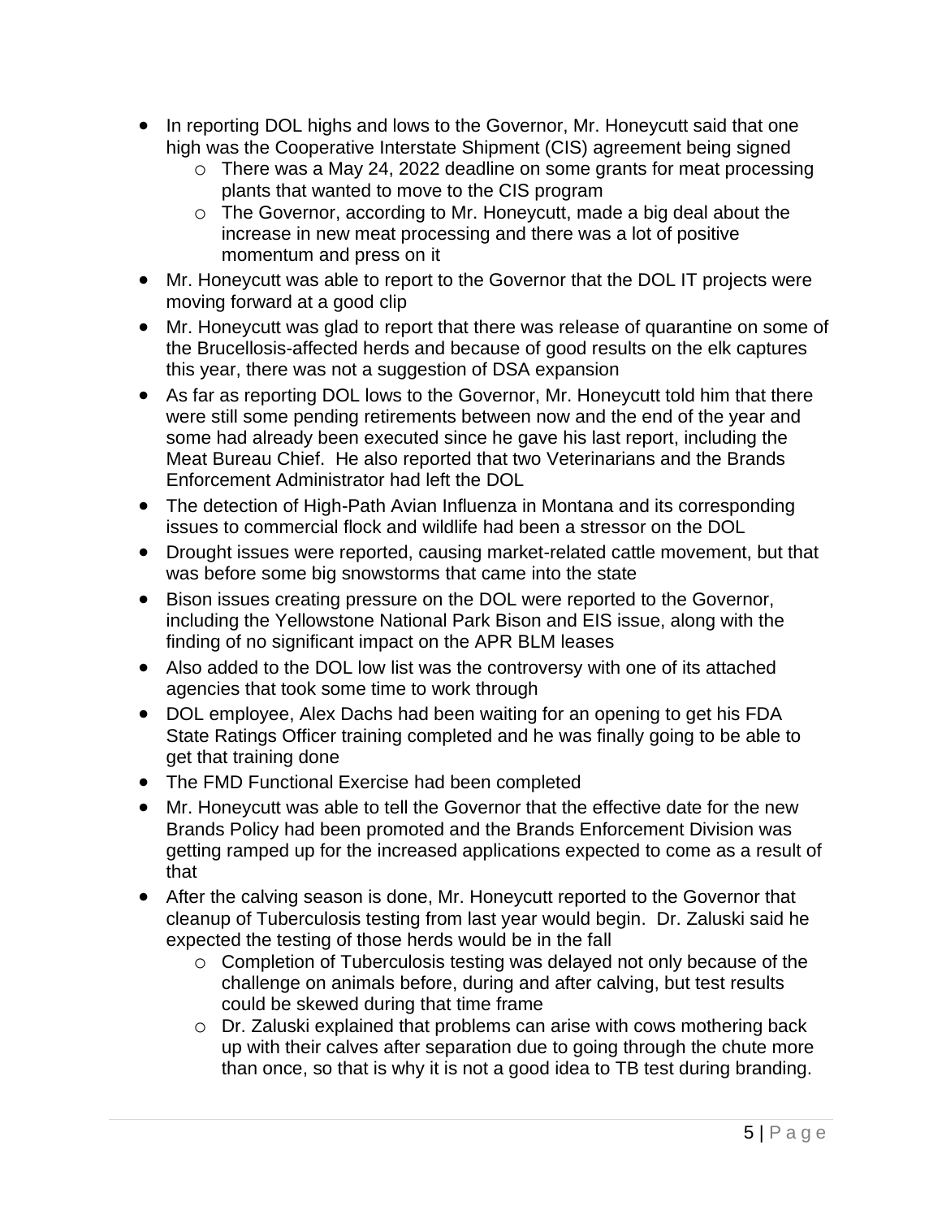- In reporting DOL highs and lows to the Governor, Mr. Honeycutt said that one high was the Cooperative Interstate Shipment (CIS) agreement being signed
    - There was a May 24, 2022 deadline on some grants for meat processing plants that wanted to move to the CIS program
    - The Governor, according to Mr. Honeycutt, made a big deal about the increase in new meat processing and there was a lot of positive momentum and press on it
- Mr. Honeycutt was able to report to the Governor that the DOL IT projects were moving forward at a good clip
- Mr. Honeycutt was glad to report that there was release of quarantine on some of the Brucellosis-affected herds and because of good results on the elk captures this year, there was not a suggestion of DSA expansion
- As far as reporting DOL lows to the Governor, Mr. Honeycutt told him that there were still some pending retirements between now and the end of the year and some had already been executed since he gave his last report, including the Meat Bureau Chief. He also reported that two Veterinarians and the Brands Enforcement Administrator had left the DOL
- The detection of High-Path Avian Influenza in Montana and its corresponding issues to commercial flock and wildlife had been a stressor on the DOL
- Drought issues were reported, causing market-related cattle movement, but that was before some big snowstorms that came into the state
- Bison issues creating pressure on the DOL were reported to the Governor, including the Yellowstone National Park Bison and EIS issue, along with the finding of no significant impact on the APR BLM leases
- Also added to the DOL low list was the controversy with one of its attached agencies that took some time to work through
- DOL employee, Alex Dachs had been waiting for an opening to get his FDA State Ratings Officer training completed and he was finally going to be able to get that training done
- The FMD Functional Exercise had been completed
- Mr. Honeycutt was able to tell the Governor that the effective date for the new Brands Policy had been promoted and the Brands Enforcement Division was getting ramped up for the increased applications expected to come as a result of that
- After the calving season is done, Mr. Honeycutt reported to the Governor that cleanup of Tuberculosis testing from last year would begin. Dr. Zaluski said he expected the testing of those herds would be in the fall
    - Completion of Tuberculosis testing was delayed not only because of the challenge on animals before, during and after calving, but test results could be skewed during that time frame
    - Dr. Zaluski explained that problems can arise with cows mothering back up with their calves after separation due to going through the chute more than once, so that is why it is not a good idea to TB test during branding.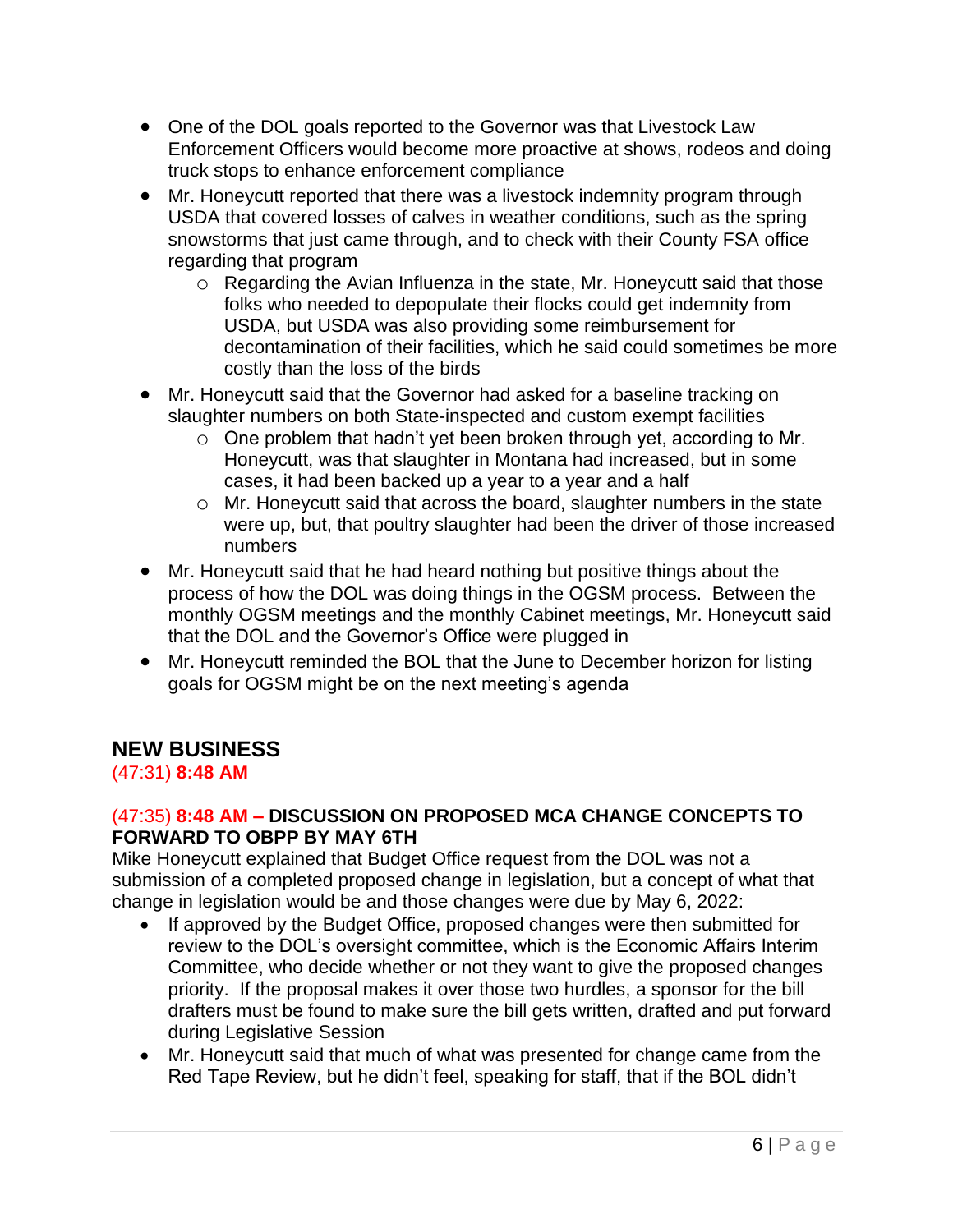- One of the DOL goals reported to the Governor was that Livestock Law Enforcement Officers would become more proactive at shows, rodeos and doing truck stops to enhance enforcement compliance
- Mr. Honeycutt reported that there was a livestock indemnity program through USDA that covered losses of calves in weather conditions, such as the spring snowstorms that just came through, and to check with their County FSA office regarding that program
  - Regarding the Avian Influenza in the state, Mr. Honeycutt said that those folks who needed to depopulate their flocks could get indemnity from USDA, but USDA was also providing some reimbursement for decontamination of their facilities, which he said could sometimes be more costly than the loss of the birds
- Mr. Honeycutt said that the Governor had asked for a baseline tracking on slaughter numbers on both State-inspected and custom exempt facilities
  - One problem that hadn't yet been broken through yet, according to Mr. Honeycutt, was that slaughter in Montana had increased, but in some cases, it had been backed up a year to a year and a half
  - Mr. Honeycutt said that across the board, slaughter numbers in the state were up, but, that poultry slaughter had been the driver of those increased numbers
- Mr. Honeycutt said that he had heard nothing but positive things about the process of how the DOL was doing things in the OGSM process. Between the monthly OGSM meetings and the monthly Cabinet meetings, Mr. Honeycutt said that the DOL and the Governor's Office were plugged in
- Mr. Honeycutt reminded the BOL that the June to December horizon for listing goals for OGSM might be on the next meeting's agenda

## NEW BUSINESS

(47:31) **8:48 AM**

### (47:35) 8:48 AM – DISCUSSION ON PROPOSED MCA CHANGE CONCEPTS TO FORWARD TO OBPP BY MAY 6TH

Mike Honeycutt explained that Budget Office request from the DOL was not a submission of a completed proposed change in legislation, but a concept of what that change in legislation would be and those changes were due by May 6, 2022:

- If approved by the Budget Office, proposed changes were then submitted for review to the DOL's oversight committee, which is the Economic Affairs Interim Committee, who decide whether or not they want to give the proposed changes priority. If the proposal makes it over those two hurdles, a sponsor for the bill drafters must be found to make sure the bill gets written, drafted and put forward during Legislative Session
- Mr. Honeycutt said that much of what was presented for change came from the Red Tape Review, but he didn't feel, speaking for staff, that if the BOL didn't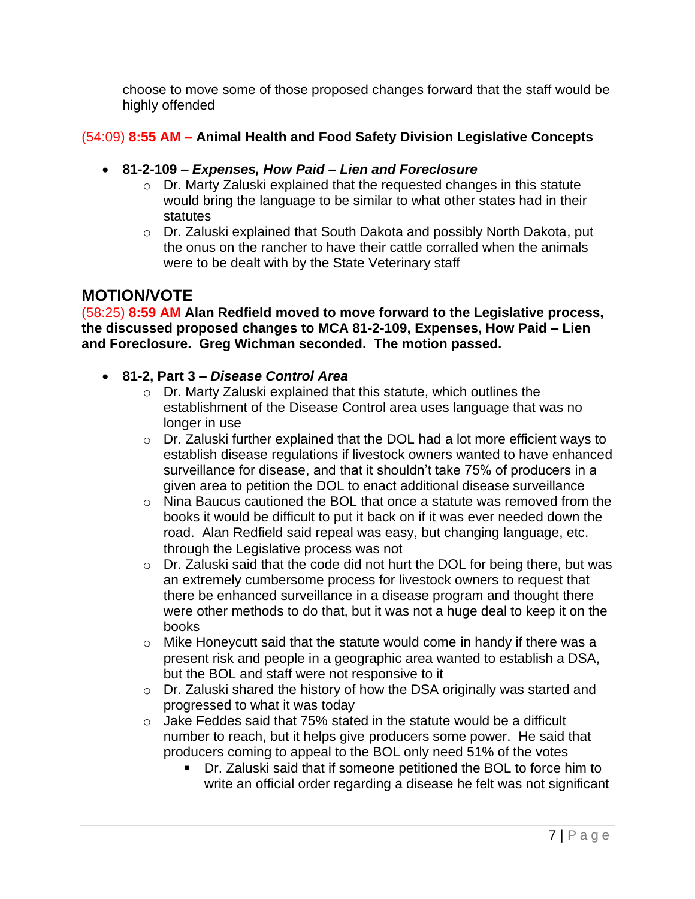choose to move some of those proposed changes forward that the staff would be highly offended

(54:09) **8:55 AM – Animal Health and Food Safety Division Legislative Concepts**

- **81-2-109 – *Expenses, How Paid – Lien and Foreclosure***
  - Dr. Marty Zaluski explained that the requested changes in this statute would bring the language to be similar to what other states had in their statutes
  - Dr. Zaluski explained that South Dakota and possibly North Dakota, put the onus on the rancher to have their cattle corralled when the animals were to be dealt with by the State Veterinary staff

## MOTION/VOTE

(58:25) **8:59 AM Alan Redfield moved to move forward to the Legislative process, the discussed proposed changes to MCA 81-2-109, Expenses, How Paid – Lien and Foreclosure. Greg Wichman seconded. The motion passed.**

- **81-2, Part 3 – *Disease Control Area***
  - Dr. Marty Zaluski explained that this statute, which outlines the establishment of the Disease Control area uses language that was no longer in use
  - Dr. Zaluski further explained that the DOL had a lot more efficient ways to establish disease regulations if livestock owners wanted to have enhanced surveillance for disease, and that it shouldn't take 75% of producers in a given area to petition the DOL to enact additional disease surveillance
  - Nina Baucus cautioned the BOL that once a statute was removed from the books it would be difficult to put it back on if it was ever needed down the road. Alan Redfield said repeal was easy, but changing language, etc. through the Legislative process was not
  - Dr. Zaluski said that the code did not hurt the DOL for being there, but was an extremely cumbersome process for livestock owners to request that there be enhanced surveillance in a disease program and thought there were other methods to do that, but it was not a huge deal to keep it on the books
  - Mike Honeycutt said that the statute would come in handy if there was a present risk and people in a geographic area wanted to establish a DSA, but the BOL and staff were not responsive to it
  - Dr. Zaluski shared the history of how the DSA originally was started and progressed to what it was today
  - Jake Feddes said that 75% stated in the statute would be a difficult number to reach, but it helps give producers some power. He said that producers coming to appeal to the BOL only need 51% of the votes
    - Dr. Zaluski said that if someone petitioned the BOL to force him to write an official order regarding a disease he felt was not significant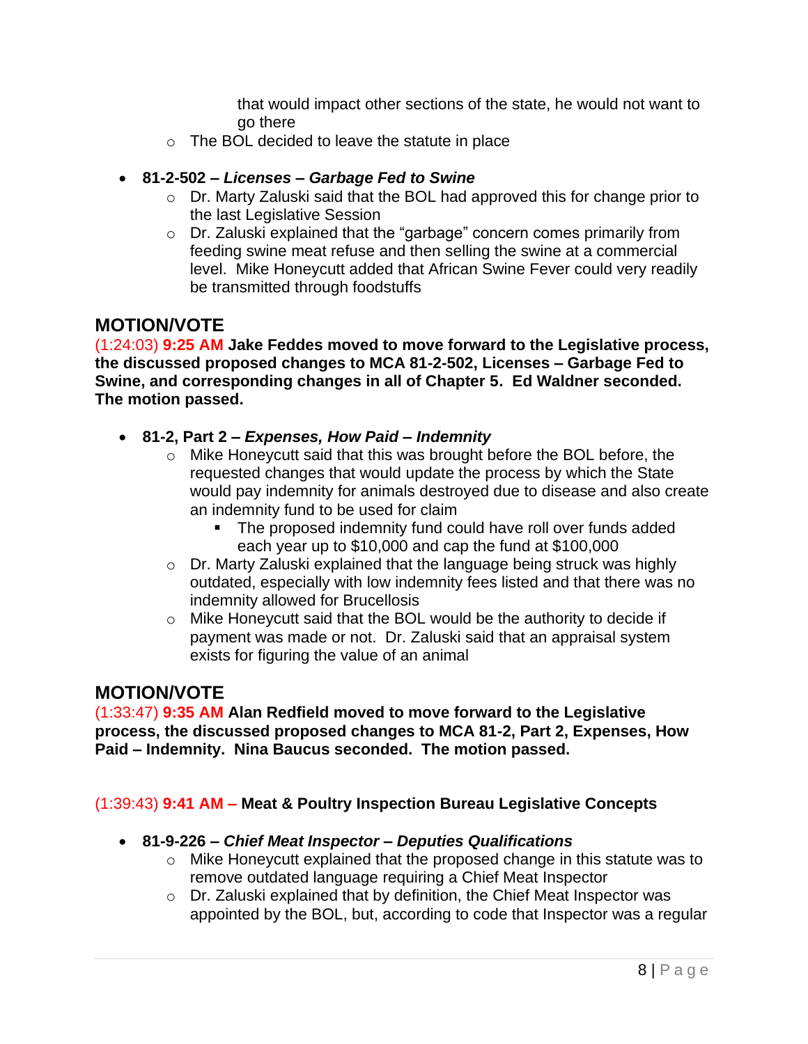that would impact other sections of the state, he would not want to go there

- The BOL decided to leave the statute in place

- **81-2-502 – *Licenses – Garbage Fed to Swine***
  - Dr. Marty Zaluski said that the BOL had approved this for change prior to the last Legislative Session
  - Dr. Zaluski explained that the "garbage" concern comes primarily from feeding swine meat refuse and then selling the swine at a commercial level. Mike Honeycutt added that African Swine Fever could very readily be transmitted through foodstuffs

## MOTION/VOTE

(1:24:03) **9:25 AM Jake Feddes moved to move forward to the Legislative process, the discussed proposed changes to MCA 81-2-502, Licenses – Garbage Fed to Swine, and corresponding changes in all of Chapter 5. Ed Waldner seconded. The motion passed.**

- **81-2, Part 2 – *Expenses, How Paid – Indemnity***
  - Mike Honeycutt said that this was brought before the BOL before, the requested changes that would update the process by which the State would pay indemnity for animals destroyed due to disease and also create an indemnity fund to be used for claim
    - The proposed indemnity fund could have roll over funds added each year up to $10,000 and cap the fund at $100,000
  - Dr. Marty Zaluski explained that the language being struck was highly outdated, especially with low indemnity fees listed and that there was no indemnity allowed for Brucellosis
  - Mike Honeycutt said that the BOL would be the authority to decide if payment was made or not. Dr. Zaluski said that an appraisal system exists for figuring the value of an animal

## MOTION/VOTE

(1:33:47) **9:35 AM Alan Redfield moved to move forward to the Legislative process, the discussed proposed changes to MCA 81-2, Part 2, Expenses, How Paid – Indemnity. Nina Baucus seconded. The motion passed.**

(1:39:43) **9:41 AM – Meat & Poultry Inspection Bureau Legislative Concepts**

- **81-9-226 – *Chief Meat Inspector – Deputies Qualifications***
  - Mike Honeycutt explained that the proposed change in this statute was to remove outdated language requiring a Chief Meat Inspector
  - Dr. Zaluski explained that by definition, the Chief Meat Inspector was appointed by the BOL, but, according to code that Inspector was a regular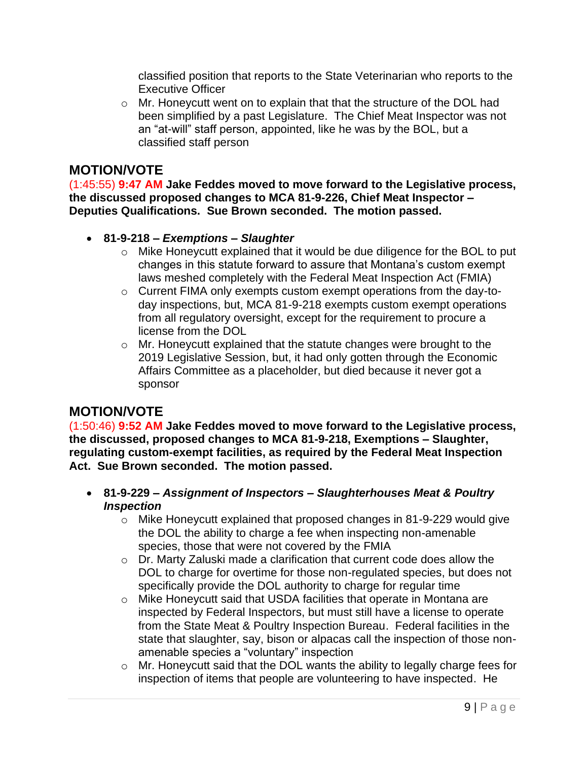classified position that reports to the State Veterinarian who reports to the Executive Officer

- Mr. Honeycutt went on to explain that that the structure of the DOL had been simplified by a past Legislature. The Chief Meat Inspector was not an "at-will" staff person, appointed, like he was by the BOL, but a classified staff person

## MOTION/VOTE

(1:45:55) **9:47 AM** **Jake Feddes moved to move forward to the Legislative process, the discussed proposed changes to MCA 81-9-226, Chief Meat Inspector – Deputies Qualifications. Sue Brown seconded. The motion passed.**

- **81-9-218 – *Exemptions – Slaughter***
  - Mike Honeycutt explained that it would be due diligence for the BOL to put changes in this statute forward to assure that Montana's custom exempt laws meshed completely with the Federal Meat Inspection Act (FMIA)
  - Current FIMA only exempts custom exempt operations from the day-to-day inspections, but, MCA 81-9-218 exempts custom exempt operations from all regulatory oversight, except for the requirement to procure a license from the DOL
  - Mr. Honeycutt explained that the statute changes were brought to the 2019 Legislative Session, but, it had only gotten through the Economic Affairs Committee as a placeholder, but died because it never got a sponsor

## MOTION/VOTE

(1:50:46) **9:52 AM** **Jake Feddes moved to move forward to the Legislative process, the discussed, proposed changes to MCA 81-9-218, Exemptions – Slaughter, regulating custom-exempt facilities, as required by the Federal Meat Inspection Act. Sue Brown seconded. The motion passed.**

- **81-9-229 – *Assignment of Inspectors – Slaughterhouses Meat & Poultry Inspection***
  - Mike Honeycutt explained that proposed changes in 81-9-229 would give the DOL the ability to charge a fee when inspecting non-amenable species, those that were not covered by the FMIA
  - Dr. Marty Zaluski made a clarification that current code does allow the DOL to charge for overtime for those non-regulated species, but does not specifically provide the DOL authority to charge for regular time
  - Mike Honeycutt said that USDA facilities that operate in Montana are inspected by Federal Inspectors, but must still have a license to operate from the State Meat & Poultry Inspection Bureau. Federal facilities in the state that slaughter, say, bison or alpacas call the inspection of those non-amenable species a "voluntary" inspection
  - Mr. Honeycutt said that the DOL wants the ability to legally charge fees for inspection of items that people are volunteering to have inspected. He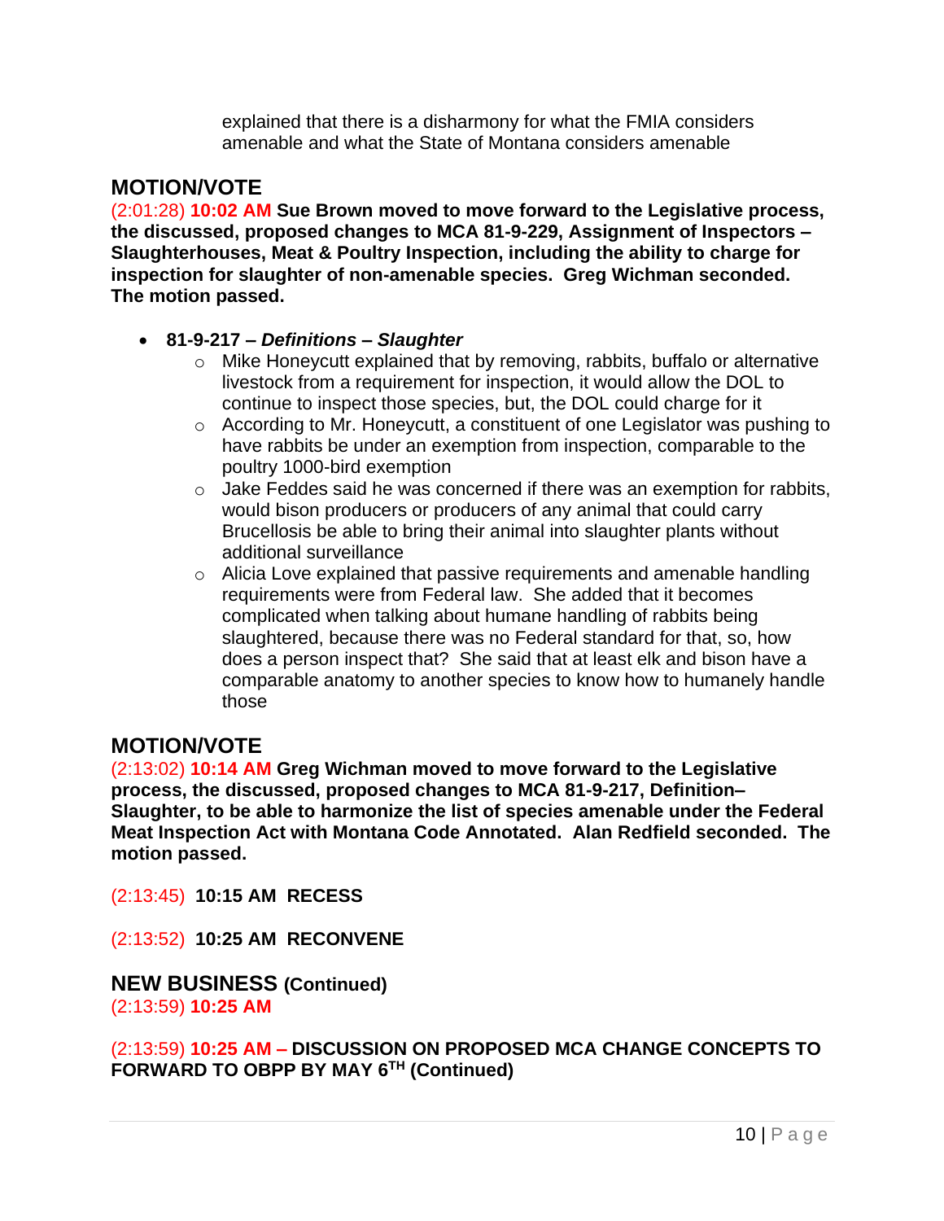explained that there is a disharmony for what the FMIA considers amenable and what the State of Montana considers amenable

## MOTION/VOTE

(2:01:28) **10:02 AM Sue Brown moved to move forward to the Legislative process, the discussed, proposed changes to MCA 81-9-229, Assignment of Inspectors – Slaughterhouses, Meat & Poultry Inspection, including the ability to charge for inspection for slaughter of non-amenable species. Greg Wichman seconded. The motion passed.**

- **81-9-217 – *Definitions – Slaughter***
  - Mike Honeycutt explained that by removing, rabbits, buffalo or alternative livestock from a requirement for inspection, it would allow the DOL to continue to inspect those species, but, the DOL could charge for it
  - According to Mr. Honeycutt, a constituent of one Legislator was pushing to have rabbits be under an exemption from inspection, comparable to the poultry 1000-bird exemption
  - Jake Feddes said he was concerned if there was an exemption for rabbits, would bison producers or producers of any animal that could carry Brucellosis be able to bring their animal into slaughter plants without additional surveillance
  - Alicia Love explained that passive requirements and amenable handling requirements were from Federal law. She added that it becomes complicated when talking about humane handling of rabbits being slaughtered, because there was no Federal standard for that, so, how does a person inspect that? She said that at least elk and bison have a comparable anatomy to another species to know how to humanely handle those

## MOTION/VOTE

(2:13:02) **10:14 AM Greg Wichman moved to move forward to the Legislative process, the discussed, proposed changes to MCA 81-9-217, Definition–Slaughter, to be able to harmonize the list of species amenable under the Federal Meat Inspection Act with Montana Code Annotated. Alan Redfield seconded. The motion passed.**

(2:13:45) **10:15 AM RECESS**

(2:13:52) **10:25 AM RECONVENE**

## NEW BUSINESS (Continued)

(2:13:59) **10:25 AM**

(2:13:59) **10:25 AM – DISCUSSION ON PROPOSED MCA CHANGE CONCEPTS TO FORWARD TO OBPP BY MAY 6TH (Continued)**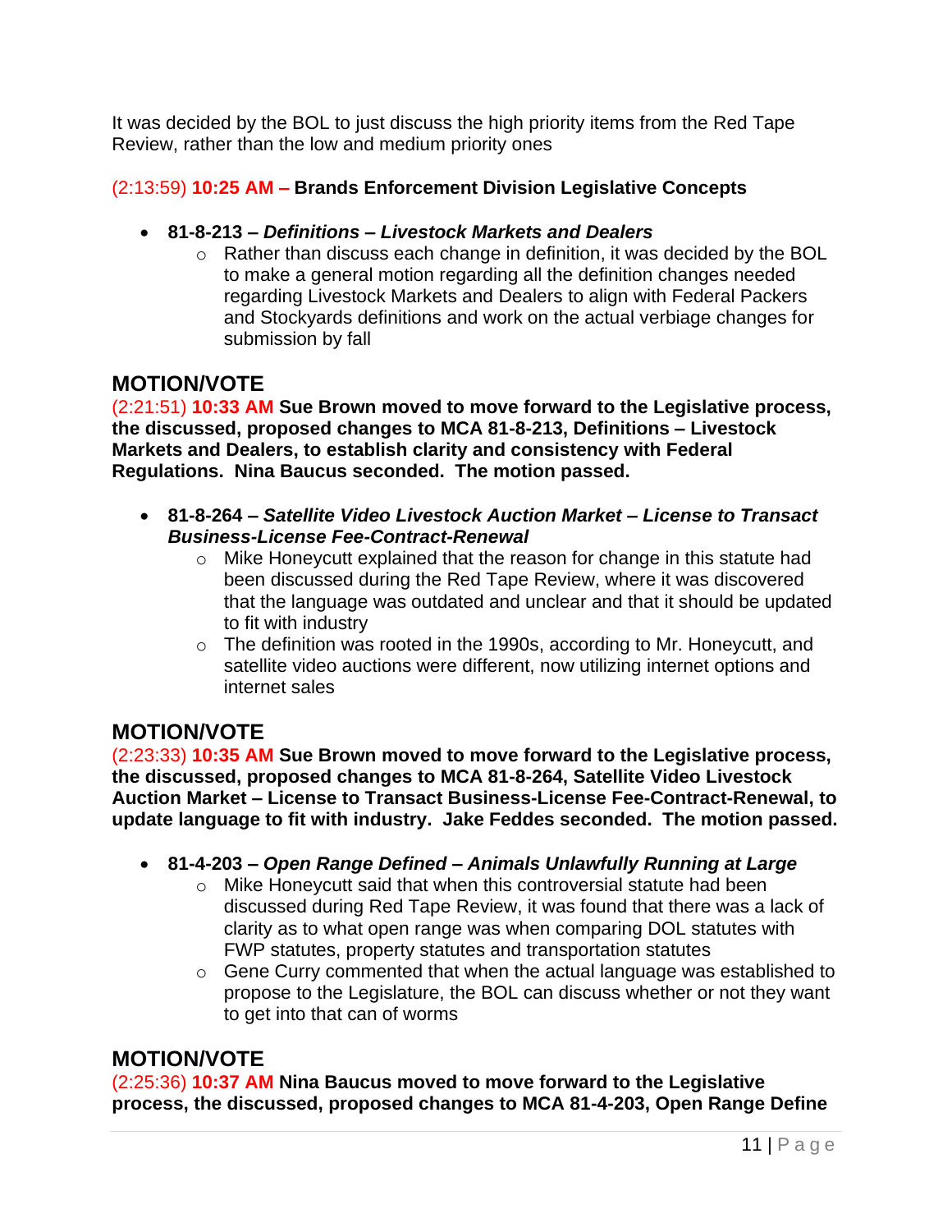It was decided by the BOL to just discuss the high priority items from the Red Tape Review, rather than the low and medium priority ones

(2:13:59) **10:25 AM – Brands Enforcement Division Legislative Concepts**

- **81-8-213 – *Definitions – Livestock Markets and Dealers***
  - Rather than discuss each change in definition, it was decided by the BOL to make a general motion regarding all the definition changes needed regarding Livestock Markets and Dealers to align with Federal Packers and Stockyards definitions and work on the actual verbiage changes for submission by fall

## MOTION/VOTE

(2:21:51) **10:33 AM Sue Brown moved to move forward to the Legislative process, the discussed, proposed changes to MCA 81-8-213, Definitions – Livestock Markets and Dealers, to establish clarity and consistency with Federal Regulations. Nina Baucus seconded. The motion passed.**

- **81-8-264 – *Satellite Video Livestock Auction Market – License to Transact Business-License Fee-Contract-Renewal***
  - Mike Honeycutt explained that the reason for change in this statute had been discussed during the Red Tape Review, where it was discovered that the language was outdated and unclear and that it should be updated to fit with industry
  - The definition was rooted in the 1990s, according to Mr. Honeycutt, and satellite video auctions were different, now utilizing internet options and internet sales

## MOTION/VOTE

(2:23:33) **10:35 AM Sue Brown moved to move forward to the Legislative process, the discussed, proposed changes to MCA 81-8-264, Satellite Video Livestock Auction Market – License to Transact Business-License Fee-Contract-Renewal, to update language to fit with industry. Jake Feddes seconded. The motion passed.**

- **81-4-203 – *Open Range Defined – Animals Unlawfully Running at Large***
  - Mike Honeycutt said that when this controversial statute had been discussed during Red Tape Review, it was found that there was a lack of clarity as to what open range was when comparing DOL statutes with FWP statutes, property statutes and transportation statutes
  - Gene Curry commented that when the actual language was established to propose to the Legislature, the BOL can discuss whether or not they want to get into that can of worms

## MOTION/VOTE

(2:25:36) **10:37 AM Nina Baucus moved to move forward to the Legislative process, the discussed, proposed changes to MCA 81-4-203, Open Range Define**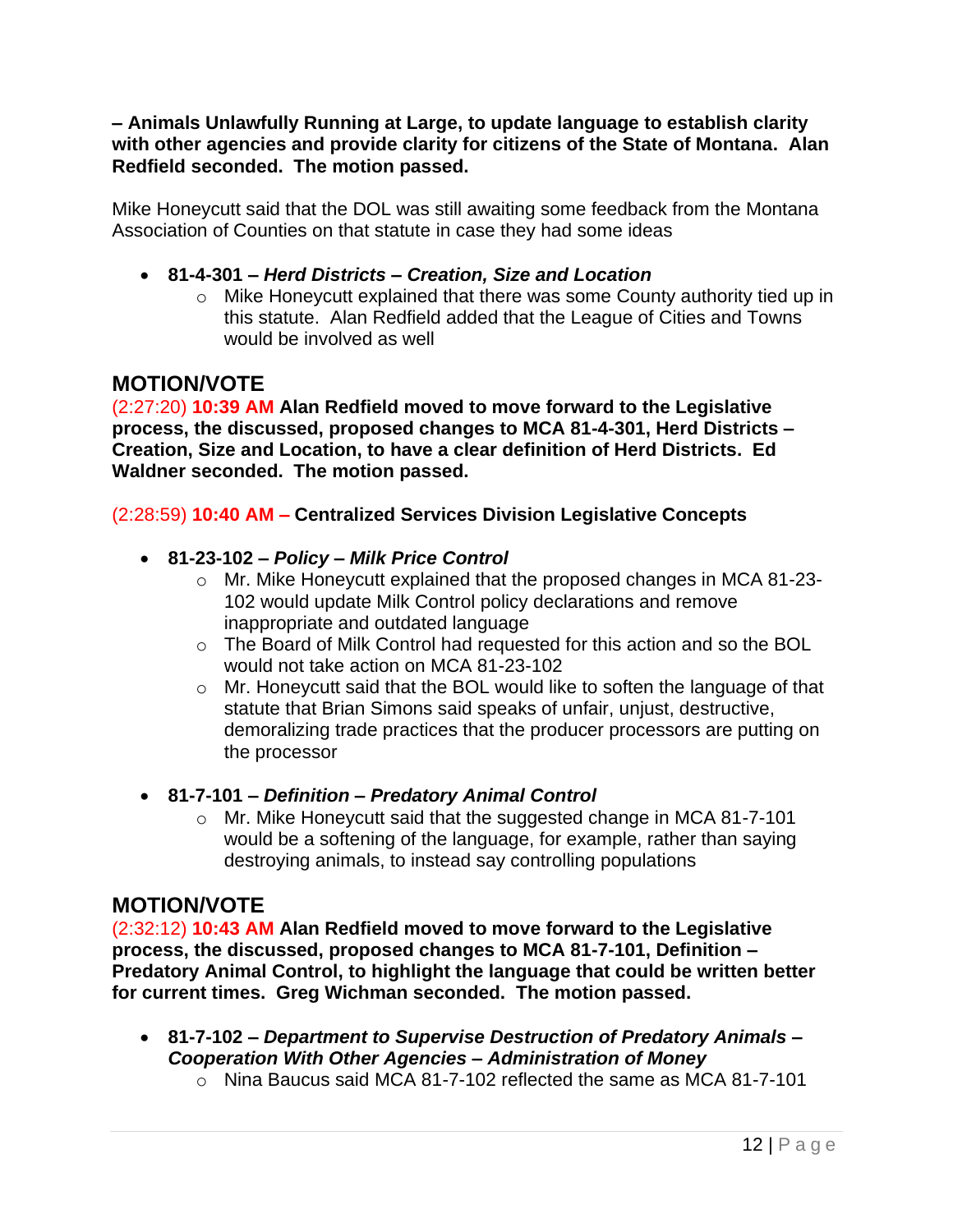**– Animals Unlawfully Running at Large, to update language to establish clarity with other agencies and provide clarity for citizens of the State of Montana. Alan Redfield seconded. The motion passed.**

Mike Honeycutt said that the DOL was still awaiting some feedback from the Montana Association of Counties on that statute in case they had some ideas

- **81-4-301 – *Herd Districts – Creation, Size and Location***
  - Mike Honeycutt explained that there was some County authority tied up in this statute. Alan Redfield added that the League of Cities and Towns would be involved as well

## MOTION/VOTE

(2:27:20) **10:39 AM Alan Redfield moved to move forward to the Legislative process, the discussed, proposed changes to MCA 81-4-301, Herd Districts – Creation, Size and Location, to have a clear definition of Herd Districts. Ed Waldner seconded. The motion passed.**

(2:28:59) **10:40 AM – Centralized Services Division Legislative Concepts**

- **81-23-102 – *Policy – Milk Price Control***
  - Mr. Mike Honeycutt explained that the proposed changes in MCA 81-23-102 would update Milk Control policy declarations and remove inappropriate and outdated language
  - The Board of Milk Control had requested for this action and so the BOL would not take action on MCA 81-23-102
  - Mr. Honeycutt said that the BOL would like to soften the language of that statute that Brian Simons said speaks of unfair, unjust, destructive, demoralizing trade practices that the producer processors are putting on the processor

- **81-7-101 – *Definition – Predatory Animal Control***
  - Mr. Mike Honeycutt said that the suggested change in MCA 81-7-101 would be a softening of the language, for example, rather than saying destroying animals, to instead say controlling populations

## MOTION/VOTE

(2:32:12) **10:43 AM Alan Redfield moved to move forward to the Legislative process, the discussed, proposed changes to MCA 81-7-101, Definition – Predatory Animal Control, to highlight the language that could be written better for current times. Greg Wichman seconded. The motion passed.**

- **81-7-102 – *Department to Supervise Destruction of Predatory Animals – Cooperation With Other Agencies – Administration of Money***
  - Nina Baucus said MCA 81-7-102 reflected the same as MCA 81-7-101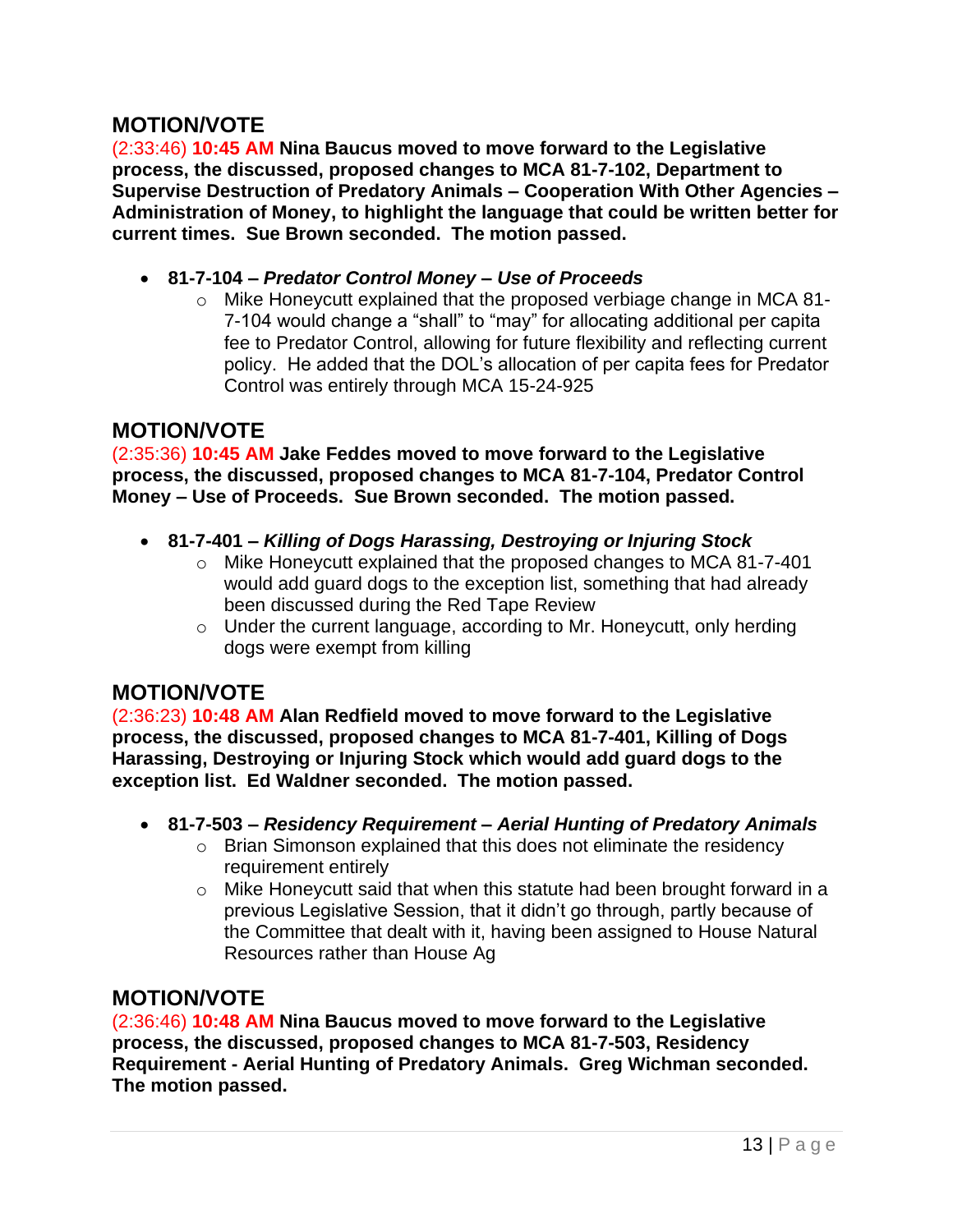## MOTION/VOTE

(2:33:46) **10:45 AM Nina Baucus moved to move forward to the Legislative process, the discussed, proposed changes to MCA 81-7-102, Department to Supervise Destruction of Predatory Animals – Cooperation With Other Agencies – Administration of Money, to highlight the language that could be written better for current times. Sue Brown seconded. The motion passed.**

- **81-7-104 –** ***Predator Control Money – Use of Proceeds***
  - Mike Honeycutt explained that the proposed verbiage change in MCA 81-7-104 would change a "shall" to "may" for allocating additional per capita fee to Predator Control, allowing for future flexibility and reflecting current policy. He added that the DOL's allocation of per capita fees for Predator Control was entirely through MCA 15-24-925

## MOTION/VOTE

(2:35:36) **10:45 AM Jake Feddes moved to move forward to the Legislative process, the discussed, proposed changes to MCA 81-7-104, Predator Control Money – Use of Proceeds. Sue Brown seconded. The motion passed.**

- **81-7-401 –** ***Killing of Dogs Harassing, Destroying or Injuring Stock***
  - Mike Honeycutt explained that the proposed changes to MCA 81-7-401 would add guard dogs to the exception list, something that had already been discussed during the Red Tape Review
  - Under the current language, according to Mr. Honeycutt, only herding dogs were exempt from killing

## MOTION/VOTE

(2:36:23) **10:48 AM Alan Redfield moved to move forward to the Legislative process, the discussed, proposed changes to MCA 81-7-401, Killing of Dogs Harassing, Destroying or Injuring Stock which would add guard dogs to the exception list. Ed Waldner seconded. The motion passed.**

- **81-7-503 –** ***Residency Requirement – Aerial Hunting of Predatory Animals***
  - Brian Simonson explained that this does not eliminate the residency requirement entirely
  - Mike Honeycutt said that when this statute had been brought forward in a previous Legislative Session, that it didn't go through, partly because of the Committee that dealt with it, having been assigned to House Natural Resources rather than House Ag

## MOTION/VOTE

(2:36:46) **10:48 AM Nina Baucus moved to move forward to the Legislative process, the discussed, proposed changes to MCA 81-7-503, Residency Requirement - Aerial Hunting of Predatory Animals. Greg Wichman seconded. The motion passed.**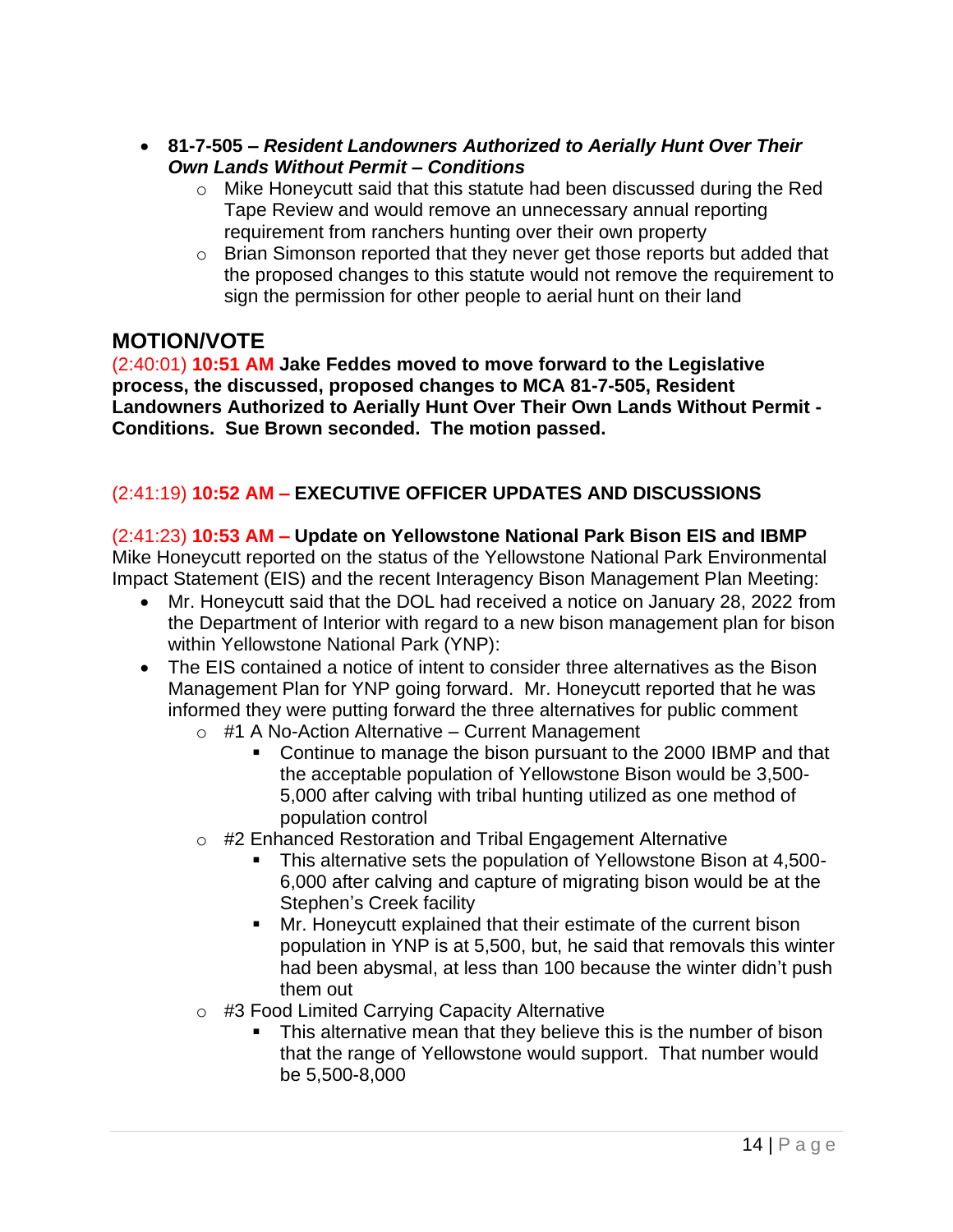- **81-7-505 –** ***Resident Landowners Authorized to Aerially Hunt Over Their Own Lands Without Permit – Conditions***
  - Mike Honeycutt said that this statute had been discussed during the Red Tape Review and would remove an unnecessary annual reporting requirement from ranchers hunting over their own property
  - Brian Simonson reported that they never get those reports but added that the proposed changes to this statute would not remove the requirement to sign the permission for other people to aerial hunt on their land

## MOTION/VOTE

(2:40:01) **10:51 AM Jake Feddes moved to move forward to the Legislative process, the discussed, proposed changes to MCA 81-7-505, Resident Landowners Authorized to Aerially Hunt Over Their Own Lands Without Permit - Conditions. Sue Brown seconded. The motion passed.**

(2:41:19) **10:52 AM – EXECUTIVE OFFICER UPDATES AND DISCUSSIONS**

(2:41:23) **10:53 AM – Update on Yellowstone National Park Bison EIS and IBMP**

Mike Honeycutt reported on the status of the Yellowstone National Park Environmental Impact Statement (EIS) and the recent Interagency Bison Management Plan Meeting:

- Mr. Honeycutt said that the DOL had received a notice on January 28, 2022 from the Department of Interior with regard to a new bison management plan for bison within Yellowstone National Park (YNP):
- The EIS contained a notice of intent to consider three alternatives as the Bison Management Plan for YNP going forward. Mr. Honeycutt reported that he was informed they were putting forward the three alternatives for public comment
  - #1 A No-Action Alternative – Current Management
    - Continue to manage the bison pursuant to the 2000 IBMP and that the acceptable population of Yellowstone Bison would be 3,500-5,000 after calving with tribal hunting utilized as one method of population control
  - #2 Enhanced Restoration and Tribal Engagement Alternative
    - This alternative sets the population of Yellowstone Bison at 4,500-6,000 after calving and capture of migrating bison would be at the Stephen's Creek facility
    - Mr. Honeycutt explained that their estimate of the current bison population in YNP is at 5,500, but, he said that removals this winter had been abysmal, at less than 100 because the winter didn't push them out
  - #3 Food Limited Carrying Capacity Alternative
    - This alternative mean that they believe this is the number of bison that the range of Yellowstone would support. That number would be 5,500-8,000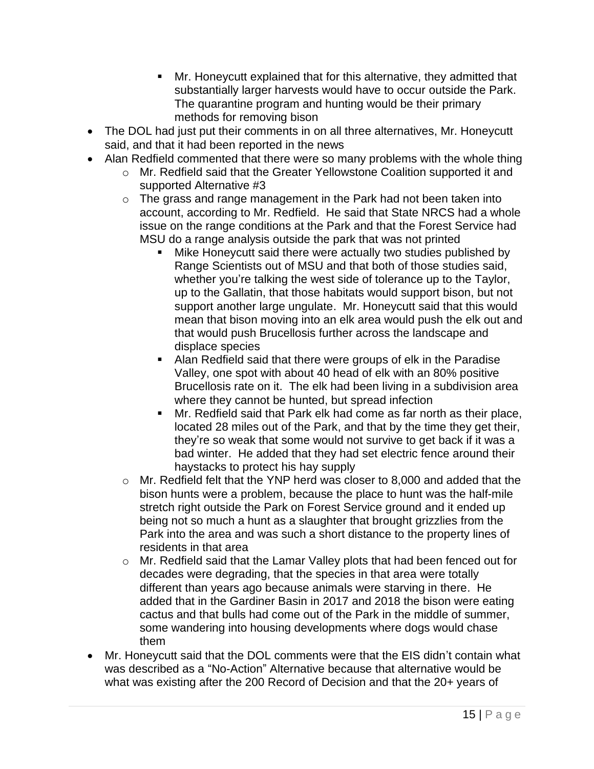- Mr. Honeycutt explained that for this alternative, they admitted that substantially larger harvests would have to occur outside the Park. The quarantine program and hunting would be their primary methods for removing bison
- The DOL had just put their comments in on all three alternatives, Mr. Honeycutt said, and that it had been reported in the news
- Alan Redfield commented that there were so many problems with the whole thing
    - Mr. Redfield said that the Greater Yellowstone Coalition supported it and supported Alternative #3
    - The grass and range management in the Park had not been taken into account, according to Mr. Redfield. He said that State NRCS had a whole issue on the range conditions at the Park and that the Forest Service had MSU do a range analysis outside the park that was not printed
        - Mike Honeycutt said there were actually two studies published by Range Scientists out of MSU and that both of those studies said, whether you're talking the west side of tolerance up to the Taylor, up to the Gallatin, that those habitats would support bison, but not support another large ungulate. Mr. Honeycutt said that this would mean that bison moving into an elk area would push the elk out and that would push Brucellosis further across the landscape and displace species
        - Alan Redfield said that there were groups of elk in the Paradise Valley, one spot with about 40 head of elk with an 80% positive Brucellosis rate on it. The elk had been living in a subdivision area where they cannot be hunted, but spread infection
        - Mr. Redfield said that Park elk had come as far north as their place, located 28 miles out of the Park, and that by the time they get their, they're so weak that some would not survive to get back if it was a bad winter. He added that they had set electric fence around their haystacks to protect his hay supply
    - Mr. Redfield felt that the YNP herd was closer to 8,000 and added that the bison hunts were a problem, because the place to hunt was the half-mile stretch right outside the Park on Forest Service ground and it ended up being not so much a hunt as a slaughter that brought grizzlies from the Park into the area and was such a short distance to the property lines of residents in that area
    - Mr. Redfield said that the Lamar Valley plots that had been fenced out for decades were degrading, that the species in that area were totally different than years ago because animals were starving in there. He added that in the Gardiner Basin in 2017 and 2018 the bison were eating cactus and that bulls had come out of the Park in the middle of summer, some wandering into housing developments where dogs would chase them
- Mr. Honeycutt said that the DOL comments were that the EIS didn't contain what was described as a "No-Action" Alternative because that alternative would be what was existing after the 200 Record of Decision and that the 20+ years of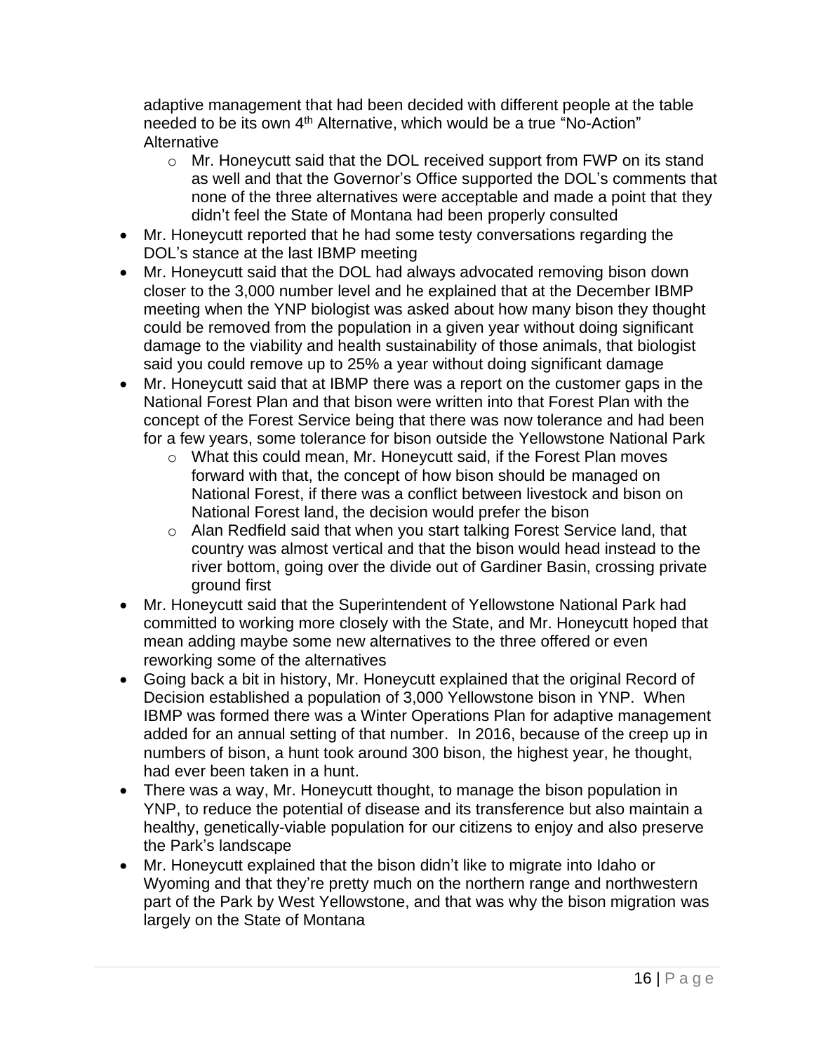adaptive management that had been decided with different people at the table needed to be its own 4th Alternative, which would be a true "No-Action" Alternative

  - Mr. Honeycutt said that the DOL received support from FWP on its stand as well and that the Governor's Office supported the DOL's comments that none of the three alternatives were acceptable and made a point that they didn't feel the State of Montana had been properly consulted

- Mr. Honeycutt reported that he had some testy conversations regarding the DOL's stance at the last IBMP meeting
- Mr. Honeycutt said that the DOL had always advocated removing bison down closer to the 3,000 number level and he explained that at the December IBMP meeting when the YNP biologist was asked about how many bison they thought could be removed from the population in a given year without doing significant damage to the viability and health sustainability of those animals, that biologist said you could remove up to 25% a year without doing significant damage
- Mr. Honeycutt said that at IBMP there was a report on the customer gaps in the National Forest Plan and that bison were written into that Forest Plan with the concept of the Forest Service being that there was now tolerance and had been for a few years, some tolerance for bison outside the Yellowstone National Park
  - What this could mean, Mr. Honeycutt said, if the Forest Plan moves forward with that, the concept of how bison should be managed on National Forest, if there was a conflict between livestock and bison on National Forest land, the decision would prefer the bison
  - Alan Redfield said that when you start talking Forest Service land, that country was almost vertical and that the bison would head instead to the river bottom, going over the divide out of Gardiner Basin, crossing private ground first
- Mr. Honeycutt said that the Superintendent of Yellowstone National Park had committed to working more closely with the State, and Mr. Honeycutt hoped that mean adding maybe some new alternatives to the three offered or even reworking some of the alternatives
- Going back a bit in history, Mr. Honeycutt explained that the original Record of Decision established a population of 3,000 Yellowstone bison in YNP. When IBMP was formed there was a Winter Operations Plan for adaptive management added for an annual setting of that number. In 2016, because of the creep up in numbers of bison, a hunt took around 300 bison, the highest year, he thought, had ever been taken in a hunt.
- There was a way, Mr. Honeycutt thought, to manage the bison population in YNP, to reduce the potential of disease and its transference but also maintain a healthy, genetically-viable population for our citizens to enjoy and also preserve the Park's landscape
- Mr. Honeycutt explained that the bison didn't like to migrate into Idaho or Wyoming and that they're pretty much on the northern range and northwestern part of the Park by West Yellowstone, and that was why the bison migration was largely on the State of Montana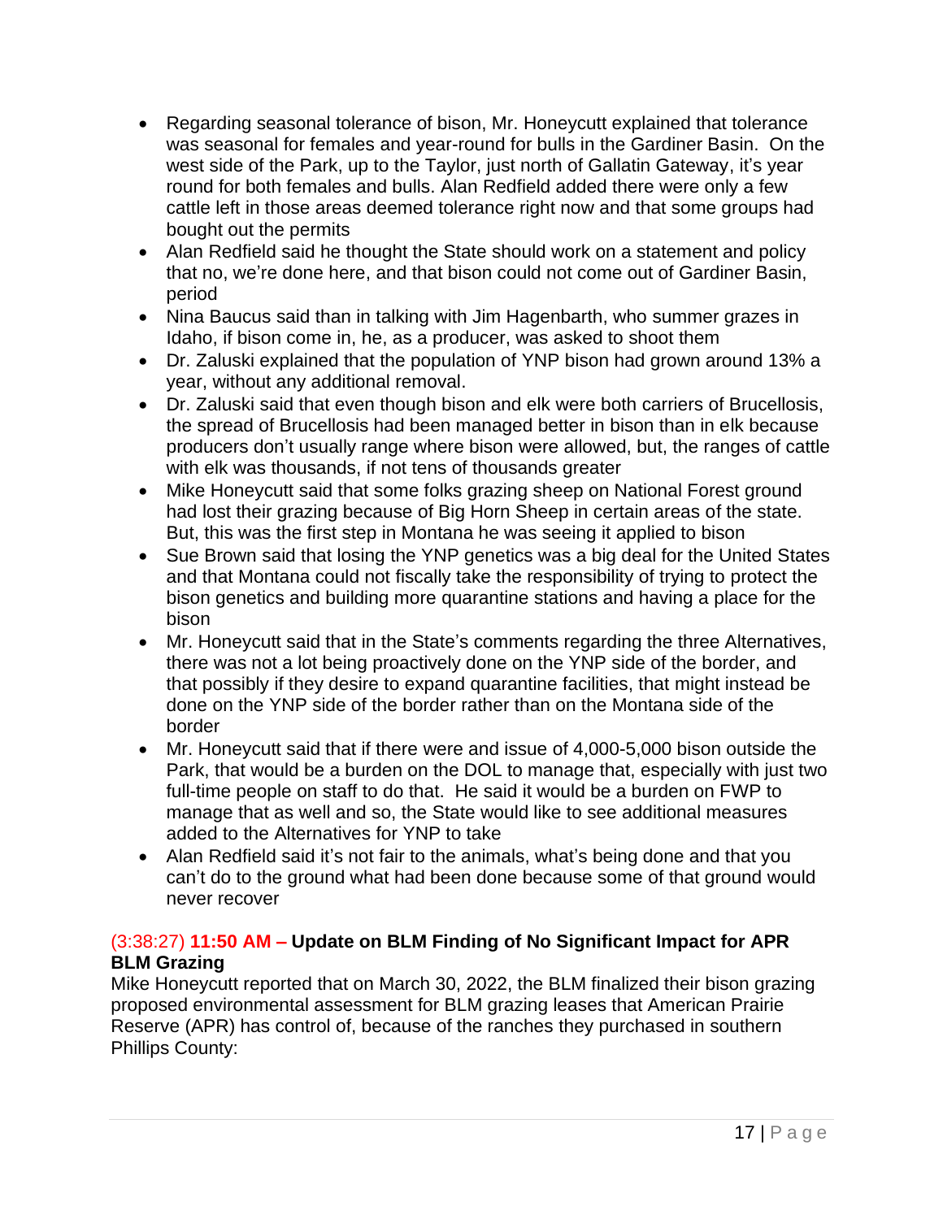- Regarding seasonal tolerance of bison, Mr. Honeycutt explained that tolerance was seasonal for females and year-round for bulls in the Gardiner Basin. On the west side of the Park, up to the Taylor, just north of Gallatin Gateway, it's year round for both females and bulls. Alan Redfield added there were only a few cattle left in those areas deemed tolerance right now and that some groups had bought out the permits
- Alan Redfield said he thought the State should work on a statement and policy that no, we're done here, and that bison could not come out of Gardiner Basin, period
- Nina Baucus said than in talking with Jim Hagenbarth, who summer grazes in Idaho, if bison come in, he, as a producer, was asked to shoot them
- Dr. Zaluski explained that the population of YNP bison had grown around 13% a year, without any additional removal.
- Dr. Zaluski said that even though bison and elk were both carriers of Brucellosis, the spread of Brucellosis had been managed better in bison than in elk because producers don't usually range where bison were allowed, but, the ranges of cattle with elk was thousands, if not tens of thousands greater
- Mike Honeycutt said that some folks grazing sheep on National Forest ground had lost their grazing because of Big Horn Sheep in certain areas of the state. But, this was the first step in Montana he was seeing it applied to bison
- Sue Brown said that losing the YNP genetics was a big deal for the United States and that Montana could not fiscally take the responsibility of trying to protect the bison genetics and building more quarantine stations and having a place for the bison
- Mr. Honeycutt said that in the State's comments regarding the three Alternatives, there was not a lot being proactively done on the YNP side of the border, and that possibly if they desire to expand quarantine facilities, that might instead be done on the YNP side of the border rather than on the Montana side of the border
- Mr. Honeycutt said that if there were and issue of 4,000-5,000 bison outside the Park, that would be a burden on the DOL to manage that, especially with just two full-time people on staff to do that. He said it would be a burden on FWP to manage that as well and so, the State would like to see additional measures added to the Alternatives for YNP to take
- Alan Redfield said it's not fair to the animals, what's being done and that you can't do to the ground what had been done because some of that ground would never recover

### (3:38:27) **11:50 AM – Update on BLM Finding of No Significant Impact for APR BLM Grazing**

Mike Honeycutt reported that on March 30, 2022, the BLM finalized their bison grazing proposed environmental assessment for BLM grazing leases that American Prairie Reserve (APR) has control of, because of the ranches they purchased in southern Phillips County: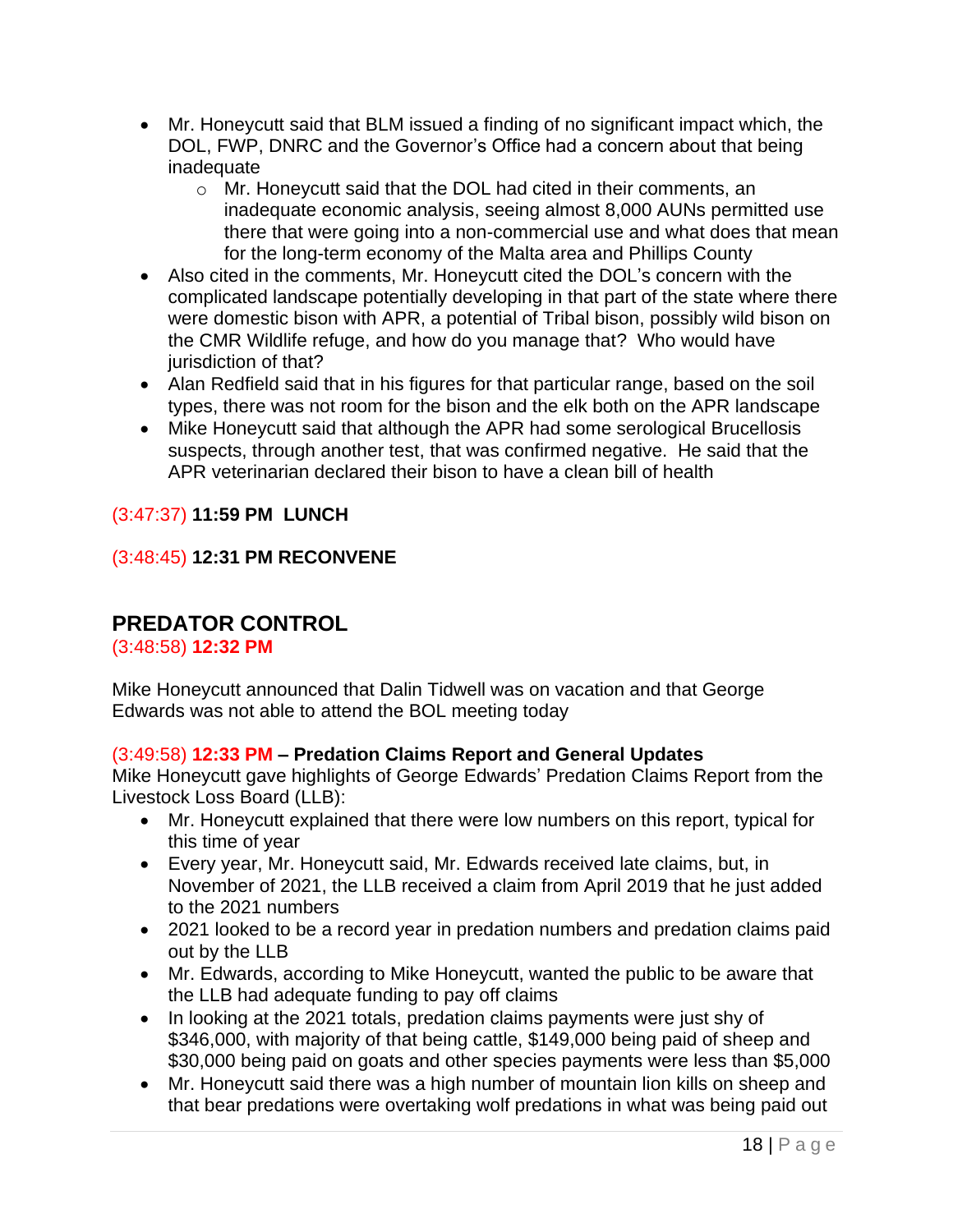- Mr. Honeycutt said that BLM issued a finding of no significant impact which, the DOL, FWP, DNRC and the Governor's Office had a concern about that being inadequate
    - Mr. Honeycutt said that the DOL had cited in their comments, an inadequate economic analysis, seeing almost 8,000 AUNs permitted use there that were going into a non-commercial use and what does that mean for the long-term economy of the Malta area and Phillips County
- Also cited in the comments, Mr. Honeycutt cited the DOL's concern with the complicated landscape potentially developing in that part of the state where there were domestic bison with APR, a potential of Tribal bison, possibly wild bison on the CMR Wildlife refuge, and how do you manage that? Who would have jurisdiction of that?
- Alan Redfield said that in his figures for that particular range, based on the soil types, there was not room for the bison and the elk both on the APR landscape
- Mike Honeycutt said that although the APR had some serological Brucellosis suspects, through another test, that was confirmed negative. He said that the APR veterinarian declared their bison to have a clean bill of health

(3:47:37) **11:59 PM LUNCH**

(3:48:45) **12:31 PM RECONVENE**

## PREDATOR CONTROL

(3:48:58) **12:32 PM**

Mike Honeycutt announced that Dalin Tidwell was on vacation and that George Edwards was not able to attend the BOL meeting today

(3:49:58) **12:33 PM – Predation Claims Report and General Updates**
Mike Honeycutt gave highlights of George Edwards' Predation Claims Report from the Livestock Loss Board (LLB):

- Mr. Honeycutt explained that there were low numbers on this report, typical for this time of year
- Every year, Mr. Honeycutt said, Mr. Edwards received late claims, but, in November of 2021, the LLB received a claim from April 2019 that he just added to the 2021 numbers
- 2021 looked to be a record year in predation numbers and predation claims paid out by the LLB
- Mr. Edwards, according to Mike Honeycutt, wanted the public to be aware that the LLB had adequate funding to pay off claims
- In looking at the 2021 totals, predation claims payments were just shy of $346,000, with majority of that being cattle, $149,000 being paid of sheep and $30,000 being paid on goats and other species payments were less than $5,000
- Mr. Honeycutt said there was a high number of mountain lion kills on sheep and that bear predations were overtaking wolf predations in what was being paid out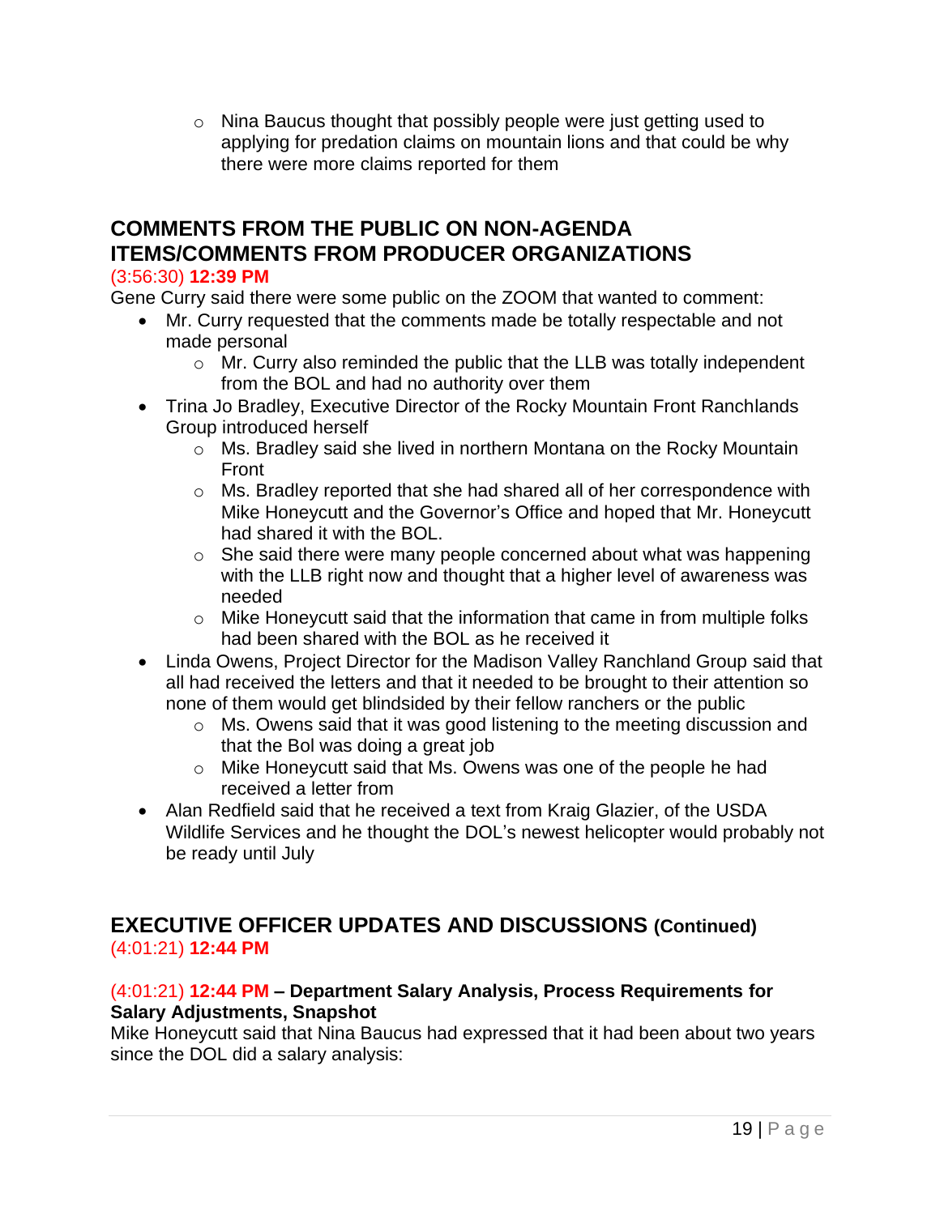- Nina Baucus thought that possibly people were just getting used to applying for predation claims on mountain lions and that could be why there were more claims reported for them

## COMMENTS FROM THE PUBLIC ON NON-AGENDA ITEMS/COMMENTS FROM PRODUCER ORGANIZATIONS

(3:56:30) **12:39 PM**

Gene Curry said there were some public on the ZOOM that wanted to comment:

- Mr. Curry requested that the comments made be totally respectable and not made personal
  - Mr. Curry also reminded the public that the LLB was totally independent from the BOL and had no authority over them
- Trina Jo Bradley, Executive Director of the Rocky Mountain Front Ranchlands Group introduced herself
  - Ms. Bradley said she lived in northern Montana on the Rocky Mountain Front
  - Ms. Bradley reported that she had shared all of her correspondence with Mike Honeycutt and the Governor's Office and hoped that Mr. Honeycutt had shared it with the BOL.
  - She said there were many people concerned about what was happening with the LLB right now and thought that a higher level of awareness was needed
  - Mike Honeycutt said that the information that came in from multiple folks had been shared with the BOL as he received it
- Linda Owens, Project Director for the Madison Valley Ranchland Group said that all had received the letters and that it needed to be brought to their attention so none of them would get blindsided by their fellow ranchers or the public
  - Ms. Owens said that it was good listening to the meeting discussion and that the Bol was doing a great job
  - Mike Honeycutt said that Ms. Owens was one of the people he had received a letter from
- Alan Redfield said that he received a text from Kraig Glazier, of the USDA Wildlife Services and he thought the DOL's newest helicopter would probably not be ready until July

## EXECUTIVE OFFICER UPDATES AND DISCUSSIONS (Continued)

(4:01:21) **12:44 PM**

### (4:01:21) 12:44 PM – Department Salary Analysis, Process Requirements for Salary Adjustments, Snapshot

Mike Honeycutt said that Nina Baucus had expressed that it had been about two years since the DOL did a salary analysis: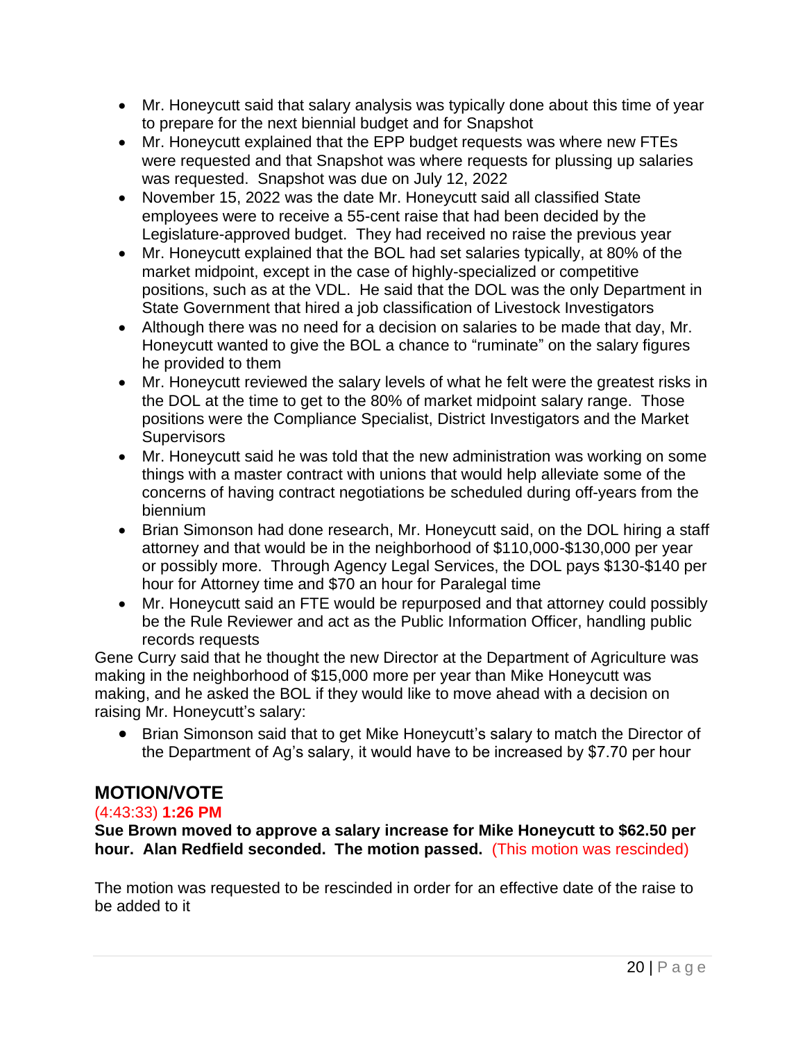- Mr. Honeycutt said that salary analysis was typically done about this time of year to prepare for the next biennial budget and for Snapshot
- Mr. Honeycutt explained that the EPP budget requests was where new FTEs were requested and that Snapshot was where requests for plussing up salaries was requested. Snapshot was due on July 12, 2022
- November 15, 2022 was the date Mr. Honeycutt said all classified State employees were to receive a 55-cent raise that had been decided by the Legislature-approved budget. They had received no raise the previous year
- Mr. Honeycutt explained that the BOL had set salaries typically, at 80% of the market midpoint, except in the case of highly-specialized or competitive positions, such as at the VDL. He said that the DOL was the only Department in State Government that hired a job classification of Livestock Investigators
- Although there was no need for a decision on salaries to be made that day, Mr. Honeycutt wanted to give the BOL a chance to "ruminate" on the salary figures he provided to them
- Mr. Honeycutt reviewed the salary levels of what he felt were the greatest risks in the DOL at the time to get to the 80% of market midpoint salary range. Those positions were the Compliance Specialist, District Investigators and the Market Supervisors
- Mr. Honeycutt said he was told that the new administration was working on some things with a master contract with unions that would help alleviate some of the concerns of having contract negotiations be scheduled during off-years from the biennium
- Brian Simonson had done research, Mr. Honeycutt said, on the DOL hiring a staff attorney and that would be in the neighborhood of $110,000-$130,000 per year or possibly more. Through Agency Legal Services, the DOL pays $130-$140 per hour for Attorney time and $70 an hour for Paralegal time
- Mr. Honeycutt said an FTE would be repurposed and that attorney could possibly be the Rule Reviewer and act as the Public Information Officer, handling public records requests

Gene Curry said that he thought the new Director at the Department of Agriculture was making in the neighborhood of $15,000 more per year than Mike Honeycutt was making, and he asked the BOL if they would like to move ahead with a decision on raising Mr. Honeycutt's salary:

- Brian Simonson said that to get Mike Honeycutt's salary to match the Director of the Department of Ag's salary, it would have to be increased by $7.70 per hour

## MOTION/VOTE

(4:43:33) **1:26 PM**

**Sue Brown moved to approve a salary increase for Mike Honeycutt to $62.50 per hour. Alan Redfield seconded. The motion passed.** (This motion was rescinded)

The motion was requested to be rescinded in order for an effective date of the raise to be added to it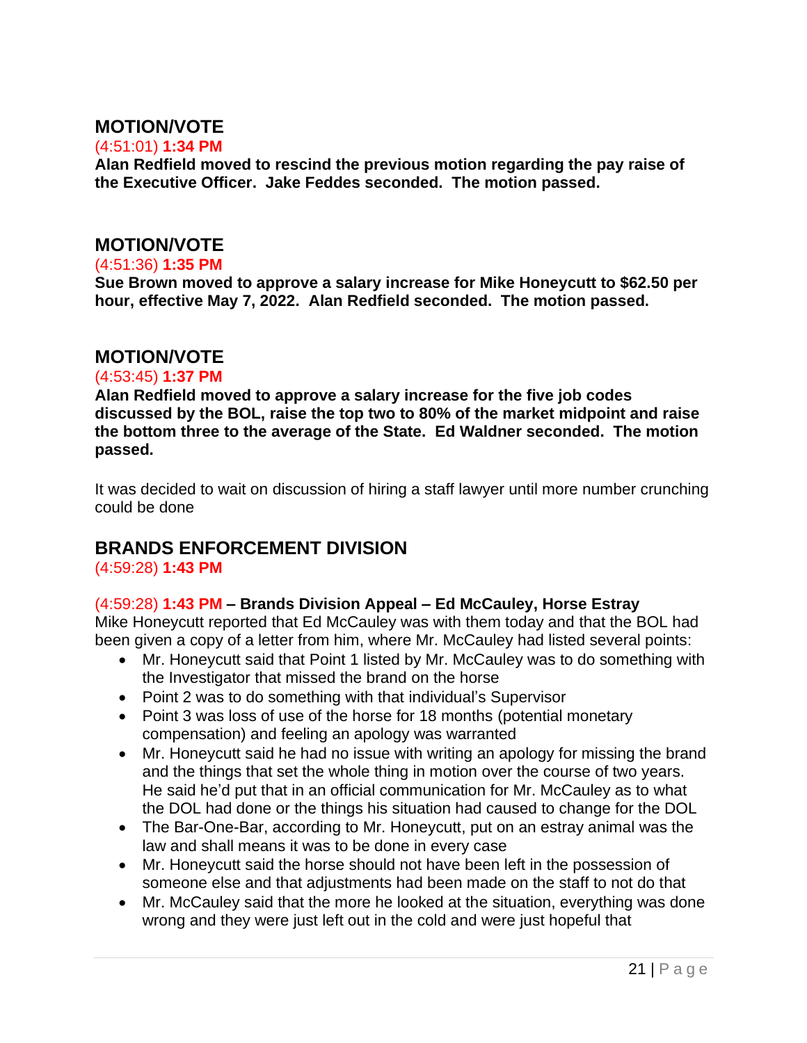## MOTION/VOTE

(4:51:01) **1:34 PM**

**Alan Redfield moved to rescind the previous motion regarding the pay raise of the Executive Officer. Jake Feddes seconded. The motion passed.**

## MOTION/VOTE

(4:51:36) **1:35 PM**

**Sue Brown moved to approve a salary increase for Mike Honeycutt to $62.50 per hour, effective May 7, 2022. Alan Redfield seconded. The motion passed.**

## MOTION/VOTE

(4:53:45) **1:37 PM**

**Alan Redfield moved to approve a salary increase for the five job codes discussed by the BOL, raise the top two to 80% of the market midpoint and raise the bottom three to the average of the State. Ed Waldner seconded. The motion passed.**

It was decided to wait on discussion of hiring a staff lawyer until more number crunching could be done

## BRANDS ENFORCEMENT DIVISION

(4:59:28) **1:43 PM**

(4:59:28) **1:43 PM – Brands Division Appeal – Ed McCauley, Horse Estray**

Mike Honeycutt reported that Ed McCauley was with them today and that the BOL had been given a copy of a letter from him, where Mr. McCauley had listed several points:

- Mr. Honeycutt said that Point 1 listed by Mr. McCauley was to do something with the Investigator that missed the brand on the horse
- Point 2 was to do something with that individual's Supervisor
- Point 3 was loss of use of the horse for 18 months (potential monetary compensation) and feeling an apology was warranted
- Mr. Honeycutt said he had no issue with writing an apology for missing the brand and the things that set the whole thing in motion over the course of two years. He said he'd put that in an official communication for Mr. McCauley as to what the DOL had done or the things his situation had caused to change for the DOL
- The Bar-One-Bar, according to Mr. Honeycutt, put on an estray animal was the law and shall means it was to be done in every case
- Mr. Honeycutt said the horse should not have been left in the possession of someone else and that adjustments had been made on the staff to not do that
- Mr. McCauley said that the more he looked at the situation, everything was done wrong and they were just left out in the cold and were just hopeful that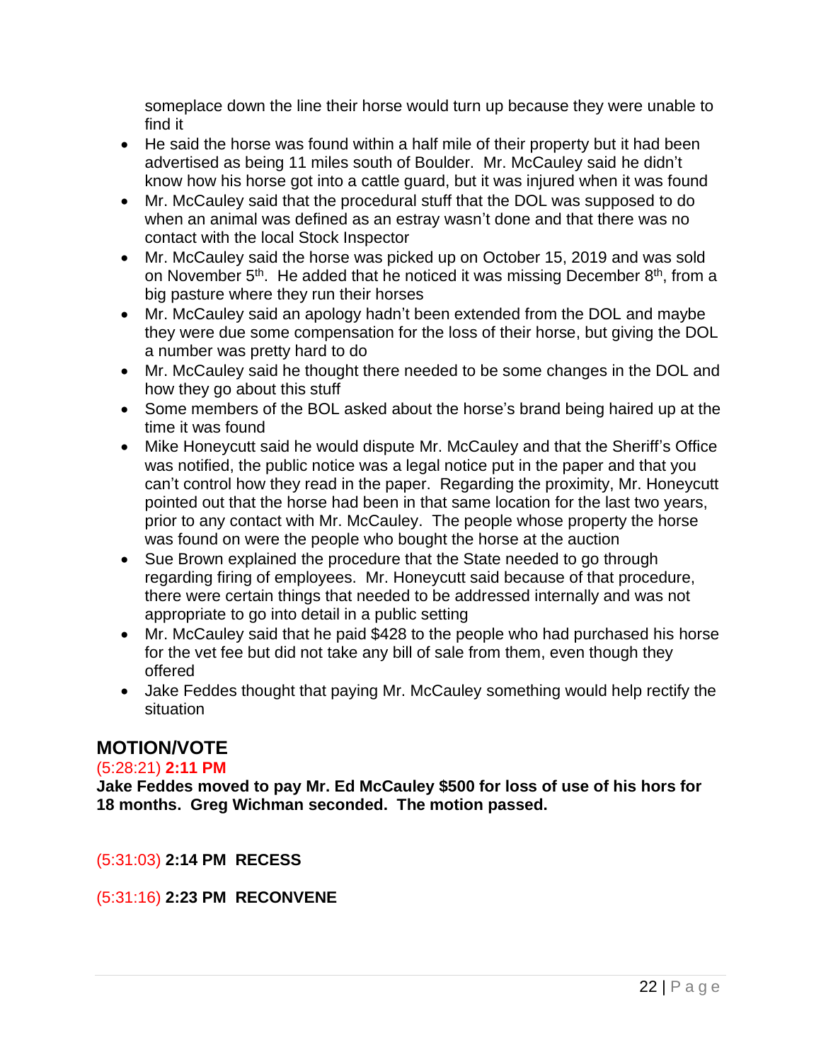someplace down the line their horse would turn up because they were unable to find it

- He said the horse was found within a half mile of their property but it had been advertised as being 11 miles south of Boulder. Mr. McCauley said he didn't know how his horse got into a cattle guard, but it was injured when it was found
- Mr. McCauley said that the procedural stuff that the DOL was supposed to do when an animal was defined as an estray wasn't done and that there was no contact with the local Stock Inspector
- Mr. McCauley said the horse was picked up on October 15, 2019 and was sold on November 5th. He added that he noticed it was missing December 8th, from a big pasture where they run their horses
- Mr. McCauley said an apology hadn't been extended from the DOL and maybe they were due some compensation for the loss of their horse, but giving the DOL a number was pretty hard to do
- Mr. McCauley said he thought there needed to be some changes in the DOL and how they go about this stuff
- Some members of the BOL asked about the horse's brand being haired up at the time it was found
- Mike Honeycutt said he would dispute Mr. McCauley and that the Sheriff's Office was notified, the public notice was a legal notice put in the paper and that you can't control how they read in the paper. Regarding the proximity, Mr. Honeycutt pointed out that the horse had been in that same location for the last two years, prior to any contact with Mr. McCauley. The people whose property the horse was found on were the people who bought the horse at the auction
- Sue Brown explained the procedure that the State needed to go through regarding firing of employees. Mr. Honeycutt said because of that procedure, there were certain things that needed to be addressed internally and was not appropriate to go into detail in a public setting
- Mr. McCauley said that he paid $428 to the people who had purchased his horse for the vet fee but did not take any bill of sale from them, even though they offered
- Jake Feddes thought that paying Mr. McCauley something would help rectify the situation

## MOTION/VOTE

(5:28:21) **2:11 PM**

**Jake Feddes moved to pay Mr. Ed McCauley $500 for loss of use of his hors for 18 months. Greg Wichman seconded. The motion passed.**

(5:31:03) **2:14 PM RECESS**

(5:31:16) **2:23 PM RECONVENE**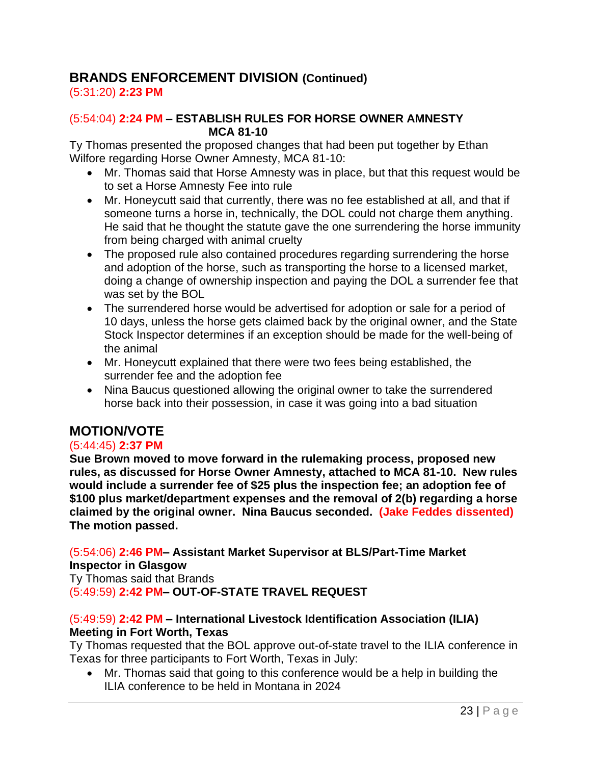## BRANDS ENFORCEMENT DIVISION (Continued)

(5:31:20) **2:23 PM**

### (5:54:04) **2:24 PM – ESTABLISH RULES FOR HORSE OWNER AMNESTY MCA 81-10**

Ty Thomas presented the proposed changes that had been put together by Ethan Wilfore regarding Horse Owner Amnesty, MCA 81-10:

- Mr. Thomas said that Horse Amnesty was in place, but that this request would be to set a Horse Amnesty Fee into rule
- Mr. Honeycutt said that currently, there was no fee established at all, and that if someone turns a horse in, technically, the DOL could not charge them anything. He said that he thought the statute gave the one surrendering the horse immunity from being charged with animal cruelty
- The proposed rule also contained procedures regarding surrendering the horse and adoption of the horse, such as transporting the horse to a licensed market, doing a change of ownership inspection and paying the DOL a surrender fee that was set by the BOL
- The surrendered horse would be advertised for adoption or sale for a period of 10 days, unless the horse gets claimed back by the original owner, and the State Stock Inspector determines if an exception should be made for the well-being of the animal
- Mr. Honeycutt explained that there were two fees being established, the surrender fee and the adoption fee
- Nina Baucus questioned allowing the original owner to take the surrendered horse back into their possession, in case it was going into a bad situation

## MOTION/VOTE

(5:44:45) **2:37 PM**

**Sue Brown moved to move forward in the rulemaking process, proposed new rules, as discussed for Horse Owner Amnesty, attached to MCA 81-10. New rules would include a surrender fee of $25 plus the inspection fee; an adoption fee of $100 plus market/department expenses and the removal of 2(b) regarding a horse claimed by the original owner. Nina Baucus seconded. (Jake Feddes dissented) The motion passed.**

(5:54:06) **2:46 PM– Assistant Market Supervisor at BLS/Part-Time Market Inspector in Glasgow**

Ty Thomas said that Brands

(5:49:59) **2:42 PM– OUT-OF-STATE TRAVEL REQUEST**

### (5:49:59) **2:42 PM – International Livestock Identification Association (ILIA) Meeting in Fort Worth, Texas**

Ty Thomas requested that the BOL approve out-of-state travel to the ILIA conference in Texas for three participants to Fort Worth, Texas in July:

- Mr. Thomas said that going to this conference would be a help in building the ILIA conference to be held in Montana in 2024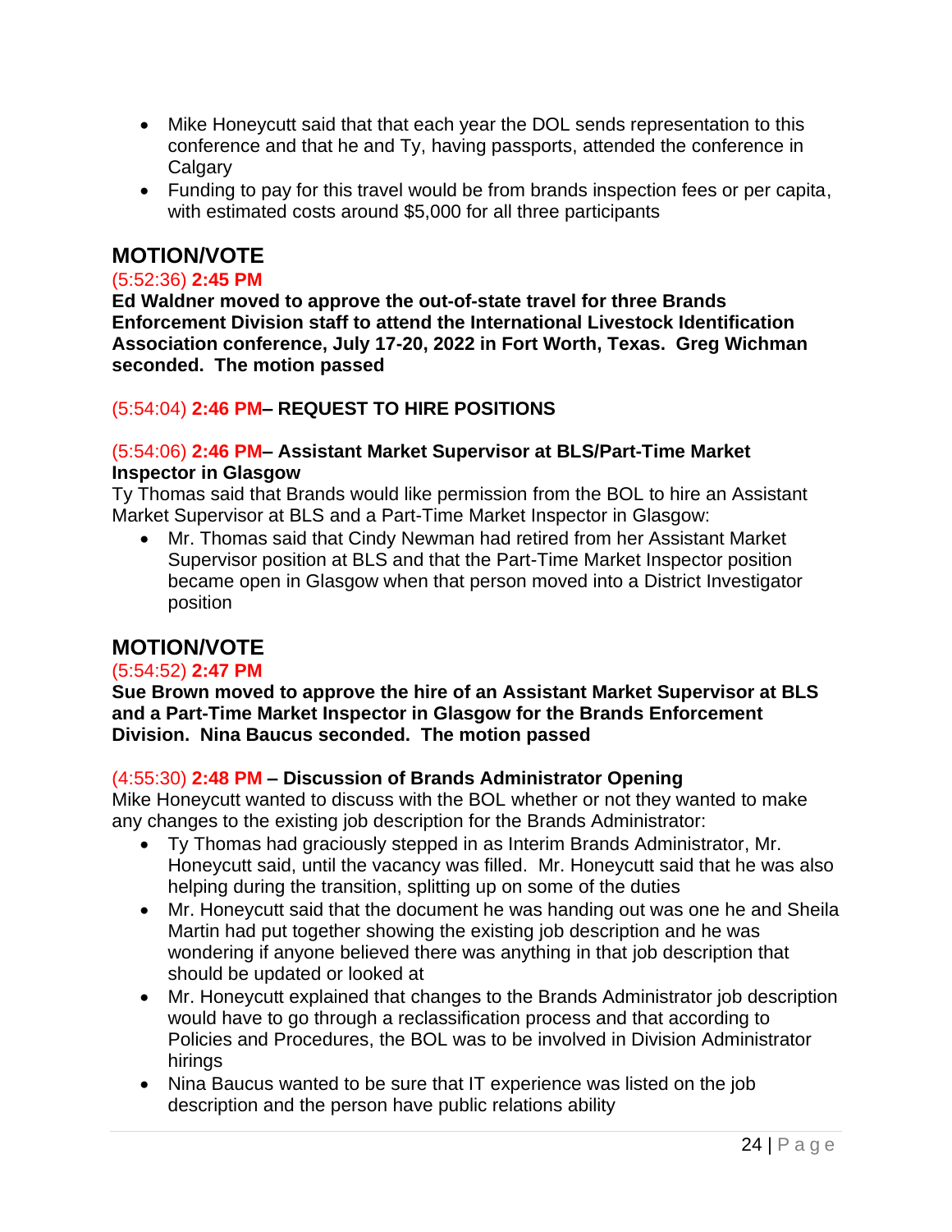- Mike Honeycutt said that that each year the DOL sends representation to this conference and that he and Ty, having passports, attended the conference in Calgary
- Funding to pay for this travel would be from brands inspection fees or per capita, with estimated costs around $5,000 for all three participants

## MOTION/VOTE

(5:52:36) **2:45 PM**

**Ed Waldner moved to approve the out-of-state travel for three Brands Enforcement Division staff to attend the International Livestock Identification Association conference, July 17-20, 2022 in Fort Worth, Texas. Greg Wichman seconded. The motion passed**

(5:54:04) **2:46 PM– REQUEST TO HIRE POSITIONS**

(5:54:06) **2:46 PM– Assistant Market Supervisor at BLS/Part-Time Market Inspector in Glasgow**

Ty Thomas said that Brands would like permission from the BOL to hire an Assistant Market Supervisor at BLS and a Part-Time Market Inspector in Glasgow:

- Mr. Thomas said that Cindy Newman had retired from her Assistant Market Supervisor position at BLS and that the Part-Time Market Inspector position became open in Glasgow when that person moved into a District Investigator position

## MOTION/VOTE

(5:54:52) **2:47 PM**

**Sue Brown moved to approve the hire of an Assistant Market Supervisor at BLS and a Part-Time Market Inspector in Glasgow for the Brands Enforcement Division. Nina Baucus seconded. The motion passed**

(4:55:30) **2:48 PM – Discussion of Brands Administrator Opening**

Mike Honeycutt wanted to discuss with the BOL whether or not they wanted to make any changes to the existing job description for the Brands Administrator:

- Ty Thomas had graciously stepped in as Interim Brands Administrator, Mr. Honeycutt said, until the vacancy was filled. Mr. Honeycutt said that he was also helping during the transition, splitting up on some of the duties
- Mr. Honeycutt said that the document he was handing out was one he and Sheila Martin had put together showing the existing job description and he was wondering if anyone believed there was anything in that job description that should be updated or looked at
- Mr. Honeycutt explained that changes to the Brands Administrator job description would have to go through a reclassification process and that according to Policies and Procedures, the BOL was to be involved in Division Administrator hirings
- Nina Baucus wanted to be sure that IT experience was listed on the job description and the person have public relations ability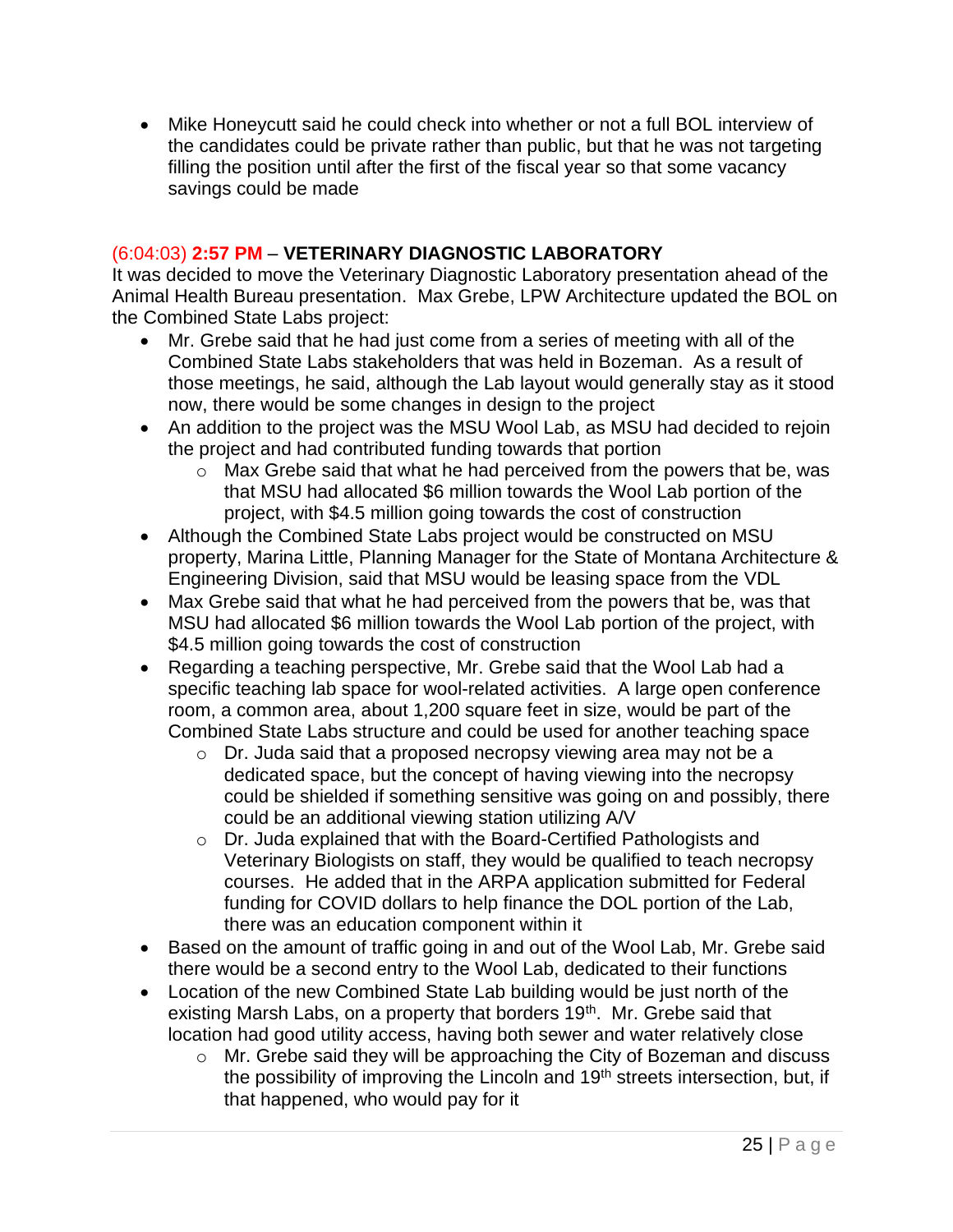- Mike Honeycutt said he could check into whether or not a full BOL interview of the candidates could be private rather than public, but that he was not targeting filling the position until after the first of the fiscal year so that some vacancy savings could be made

(6:04:03) **2:57 PM** – **VETERINARY DIAGNOSTIC LABORATORY**

It was decided to move the Veterinary Diagnostic Laboratory presentation ahead of the Animal Health Bureau presentation. Max Grebe, LPW Architecture updated the BOL on the Combined State Labs project:

- Mr. Grebe said that he had just come from a series of meeting with all of the Combined State Labs stakeholders that was held in Bozeman. As a result of those meetings, he said, although the Lab layout would generally stay as it stood now, there would be some changes in design to the project
- An addition to the project was the MSU Wool Lab, as MSU had decided to rejoin the project and had contributed funding towards that portion
  - Max Grebe said that what he had perceived from the powers that be, was that MSU had allocated $6 million towards the Wool Lab portion of the project, with $4.5 million going towards the cost of construction
- Although the Combined State Labs project would be constructed on MSU property, Marina Little, Planning Manager for the State of Montana Architecture & Engineering Division, said that MSU would be leasing space from the VDL
- Max Grebe said that what he had perceived from the powers that be, was that MSU had allocated $6 million towards the Wool Lab portion of the project, with $4.5 million going towards the cost of construction
- Regarding a teaching perspective, Mr. Grebe said that the Wool Lab had a specific teaching lab space for wool-related activities. A large open conference room, a common area, about 1,200 square feet in size, would be part of the Combined State Labs structure and could be used for another teaching space
  - Dr. Juda said that a proposed necropsy viewing area may not be a dedicated space, but the concept of having viewing into the necropsy could be shielded if something sensitive was going on and possibly, there could be an additional viewing station utilizing A/V
  - Dr. Juda explained that with the Board-Certified Pathologists and Veterinary Biologists on staff, they would be qualified to teach necropsy courses. He added that in the ARPA application submitted for Federal funding for COVID dollars to help finance the DOL portion of the Lab, there was an education component within it
- Based on the amount of traffic going in and out of the Wool Lab, Mr. Grebe said there would be a second entry to the Wool Lab, dedicated to their functions
- Location of the new Combined State Lab building would be just north of the existing Marsh Labs, on a property that borders 19th. Mr. Grebe said that location had good utility access, having both sewer and water relatively close
  - Mr. Grebe said they will be approaching the City of Bozeman and discuss the possibility of improving the Lincoln and 19th streets intersection, but, if that happened, who would pay for it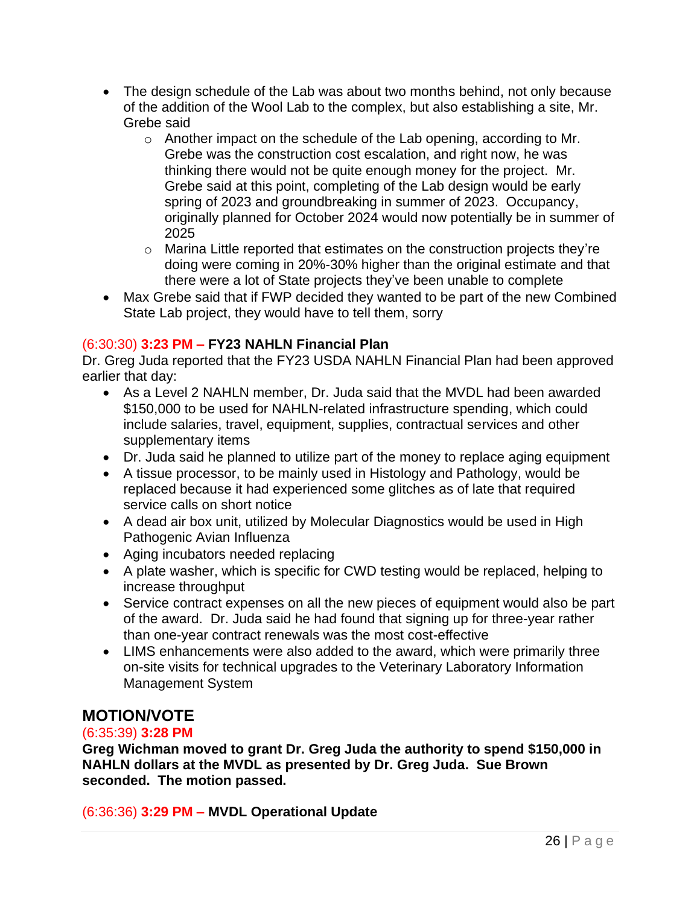- The design schedule of the Lab was about two months behind, not only because of the addition of the Wool Lab to the complex, but also establishing a site, Mr. Grebe said
    - Another impact on the schedule of the Lab opening, according to Mr. Grebe was the construction cost escalation, and right now, he was thinking there would not be quite enough money for the project. Mr. Grebe said at this point, completing of the Lab design would be early spring of 2023 and groundbreaking in summer of 2023. Occupancy, originally planned for October 2024 would now potentially be in summer of 2025
    - Marina Little reported that estimates on the construction projects they're doing were coming in 20%-30% higher than the original estimate and that there were a lot of State projects they've been unable to complete
- Max Grebe said that if FWP decided they wanted to be part of the new Combined State Lab project, they would have to tell them, sorry

(6:30:30) **3:23 PM – FY23 NAHLN Financial Plan**

Dr. Greg Juda reported that the FY23 USDA NAHLN Financial Plan had been approved earlier that day:

- As a Level 2 NAHLN member, Dr. Juda said that the MVDL had been awarded $150,000 to be used for NAHLN-related infrastructure spending, which could include salaries, travel, equipment, supplies, contractual services and other supplementary items
- Dr. Juda said he planned to utilize part of the money to replace aging equipment
- A tissue processor, to be mainly used in Histology and Pathology, would be replaced because it had experienced some glitches as of late that required service calls on short notice
- A dead air box unit, utilized by Molecular Diagnostics would be used in High Pathogenic Avian Influenza
- Aging incubators needed replacing
- A plate washer, which is specific for CWD testing would be replaced, helping to increase throughput
- Service contract expenses on all the new pieces of equipment would also be part of the award. Dr. Juda said he had found that signing up for three-year rather than one-year contract renewals was the most cost-effective
- LIMS enhancements were also added to the award, which were primarily three on-site visits for technical upgrades to the Veterinary Laboratory Information Management System

## MOTION/VOTE

(6:35:39) **3:28 PM**

**Greg Wichman moved to grant Dr. Greg Juda the authority to spend $150,000 in NAHLN dollars at the MVDL as presented by Dr. Greg Juda. Sue Brown seconded. The motion passed.**

(6:36:36) **3:29 PM – MVDL Operational Update**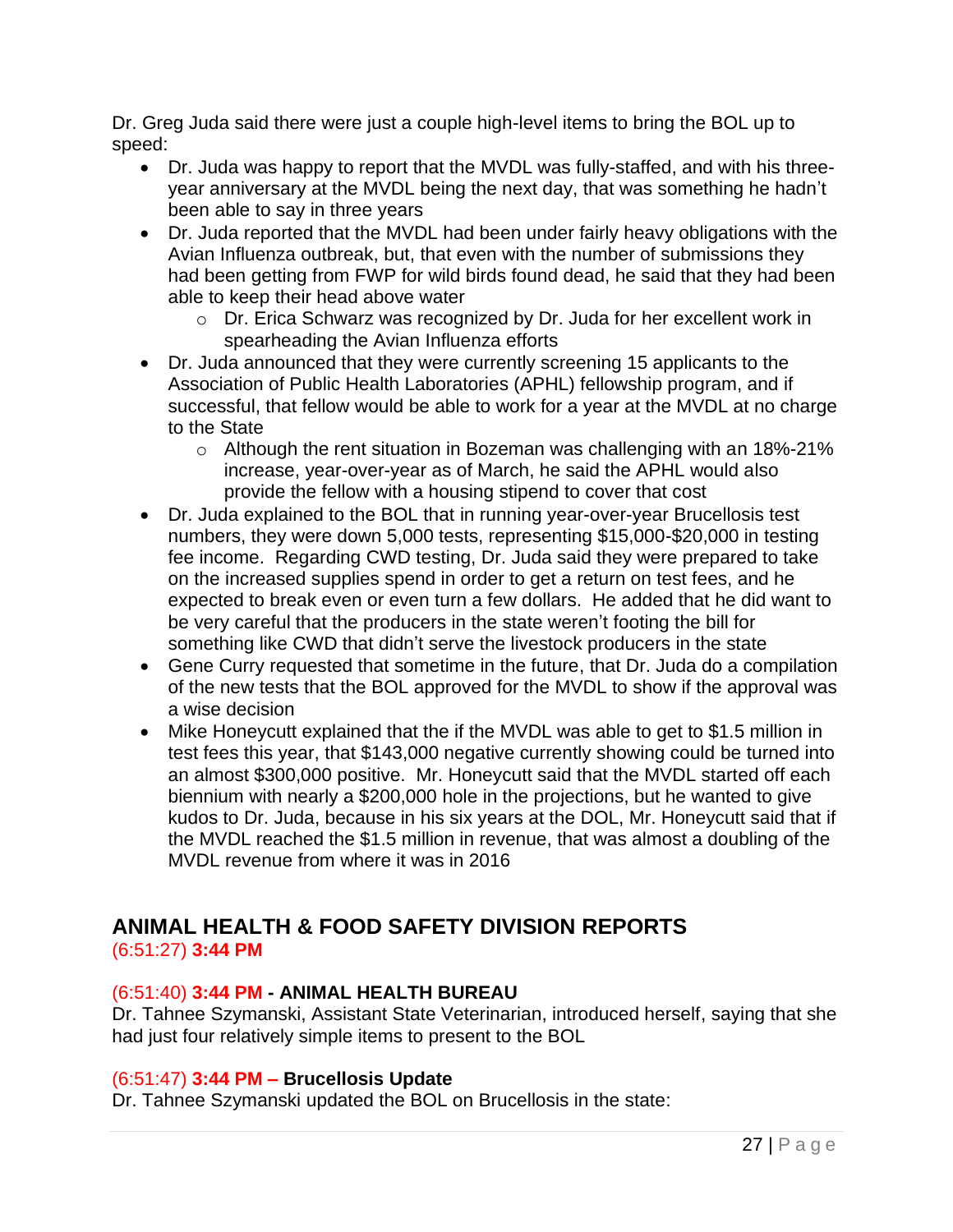Dr. Greg Juda said there were just a couple high-level items to bring the BOL up to speed:

- Dr. Juda was happy to report that the MVDL was fully-staffed, and with his three-year anniversary at the MVDL being the next day, that was something he hadn't been able to say in three years
- Dr. Juda reported that the MVDL had been under fairly heavy obligations with the Avian Influenza outbreak, but, that even with the number of submissions they had been getting from FWP for wild birds found dead, he said that they had been able to keep their head above water
  - Dr. Erica Schwarz was recognized by Dr. Juda for her excellent work in spearheading the Avian Influenza efforts
- Dr. Juda announced that they were currently screening 15 applicants to the Association of Public Health Laboratories (APHL) fellowship program, and if successful, that fellow would be able to work for a year at the MVDL at no charge to the State
  - Although the rent situation in Bozeman was challenging with an 18%-21% increase, year-over-year as of March, he said the APHL would also provide the fellow with a housing stipend to cover that cost
- Dr. Juda explained to the BOL that in running year-over-year Brucellosis test numbers, they were down 5,000 tests, representing $15,000-$20,000 in testing fee income. Regarding CWD testing, Dr. Juda said they were prepared to take on the increased supplies spend in order to get a return on test fees, and he expected to break even or even turn a few dollars. He added that he did want to be very careful that the producers in the state weren't footing the bill for something like CWD that didn't serve the livestock producers in the state
- Gene Curry requested that sometime in the future, that Dr. Juda do a compilation of the new tests that the BOL approved for the MVDL to show if the approval was a wise decision
- Mike Honeycutt explained that the if the MVDL was able to get to $1.5 million in test fees this year, that $143,000 negative currently showing could be turned into an almost $300,000 positive. Mr. Honeycutt said that the MVDL started off each biennium with nearly a $200,000 hole in the projections, but he wanted to give kudos to Dr. Juda, because in his six years at the DOL, Mr. Honeycutt said that if the MVDL reached the $1.5 million in revenue, that was almost a doubling of the MVDL revenue from where it was in 2016

## ANIMAL HEALTH & FOOD SAFETY DIVISION REPORTS

(6:51:27) **3:44 PM**

### (6:51:40) **3:44 PM** - ANIMAL HEALTH BUREAU

Dr. Tahnee Szymanski, Assistant State Veterinarian, introduced herself, saying that she had just four relatively simple items to present to the BOL

### (6:51:47) **3:44 PM** – Brucellosis Update

Dr. Tahnee Szymanski updated the BOL on Brucellosis in the state: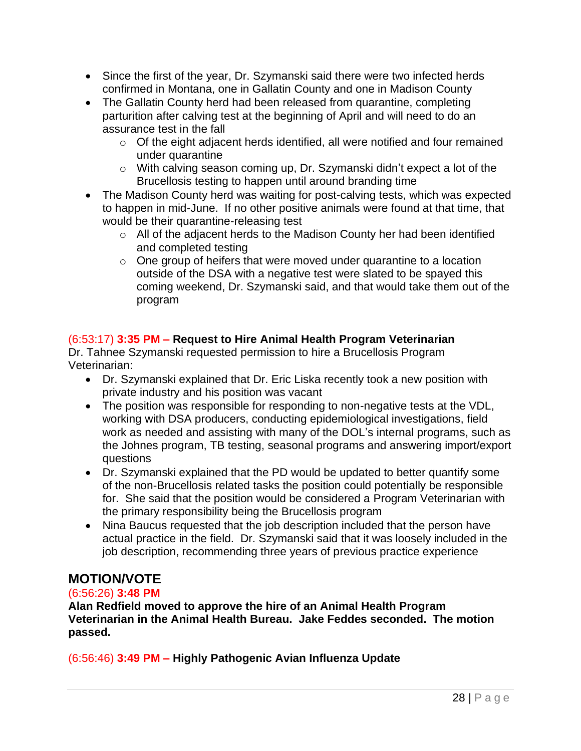- Since the first of the year, Dr. Szymanski said there were two infected herds confirmed in Montana, one in Gallatin County and one in Madison County
- The Gallatin County herd had been released from quarantine, completing parturition after calving test at the beginning of April and will need to do an assurance test in the fall
    - Of the eight adjacent herds identified, all were notified and four remained under quarantine
    - With calving season coming up, Dr. Szymanski didn't expect a lot of the Brucellosis testing to happen until around branding time
- The Madison County herd was waiting for post-calving tests, which was expected to happen in mid-June. If no other positive animals were found at that time, that would be their quarantine-releasing test
    - All of the adjacent herds to the Madison County her had been identified and completed testing
    - One group of heifers that were moved under quarantine to a location outside of the DSA with a negative test were slated to be spayed this coming weekend, Dr. Szymanski said, and that would take them out of the program

(6:53:17) **3:35 PM – Request to Hire Animal Health Program Veterinarian**
Dr. Tahnee Szymanski requested permission to hire a Brucellosis Program Veterinarian:

- Dr. Szymanski explained that Dr. Eric Liska recently took a new position with private industry and his position was vacant
- The position was responsible for responding to non-negative tests at the VDL, working with DSA producers, conducting epidemiological investigations, field work as needed and assisting with many of the DOL's internal programs, such as the Johnes program, TB testing, seasonal programs and answering import/export questions
- Dr. Szymanski explained that the PD would be updated to better quantify some of the non-Brucellosis related tasks the position could potentially be responsible for. She said that the position would be considered a Program Veterinarian with the primary responsibility being the Brucellosis program
- Nina Baucus requested that the job description included that the person have actual practice in the field. Dr. Szymanski said that it was loosely included in the job description, recommending three years of previous practice experience

## MOTION/VOTE

(6:56:26) **3:48 PM**
**Alan Redfield moved to approve the hire of an Animal Health Program Veterinarian in the Animal Health Bureau. Jake Feddes seconded. The motion passed.**

(6:56:46) **3:49 PM – Highly Pathogenic Avian Influenza Update**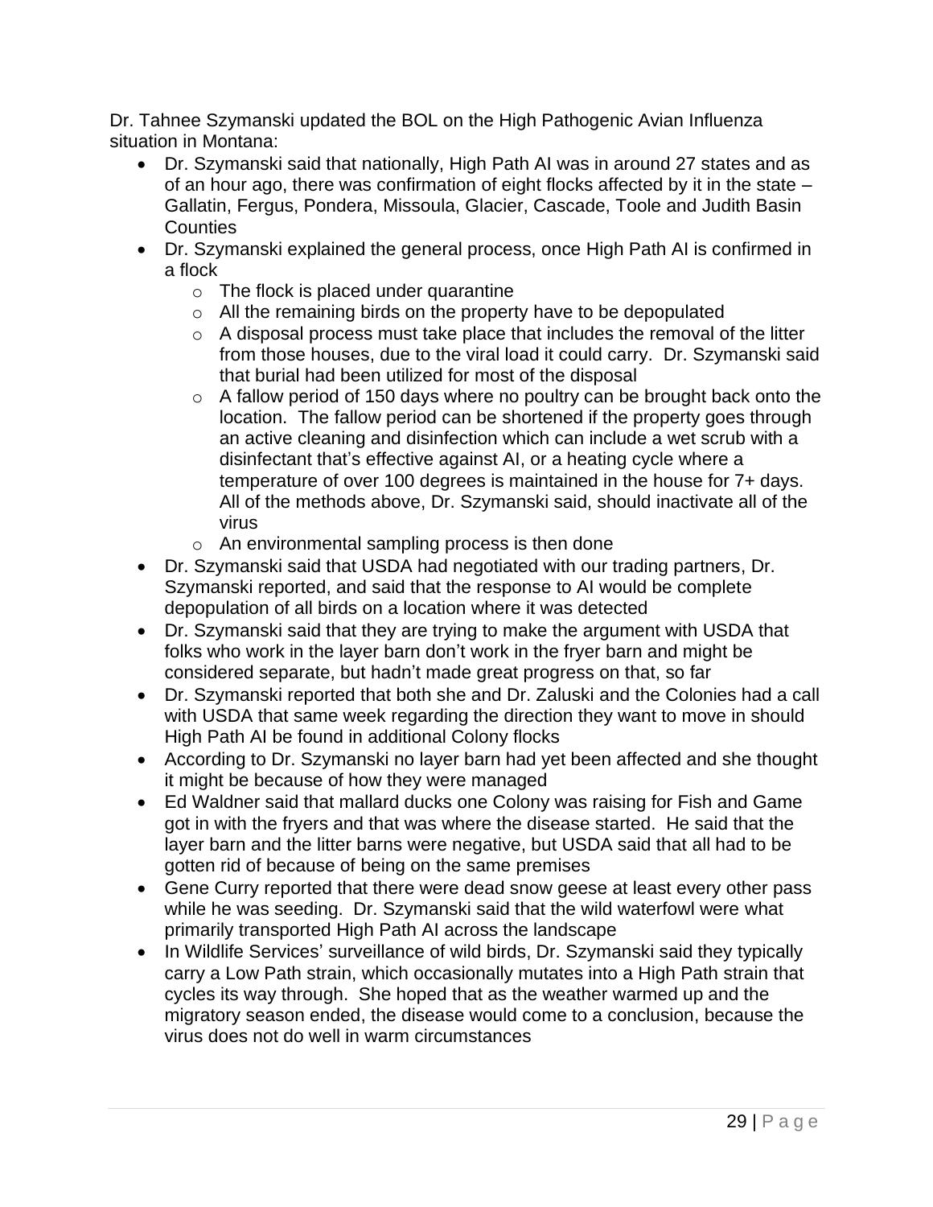Dr. Tahnee Szymanski updated the BOL on the High Pathogenic Avian Influenza situation in Montana:

- Dr. Szymanski said that nationally, High Path AI was in around 27 states and as of an hour ago, there was confirmation of eight flocks affected by it in the state – Gallatin, Fergus, Pondera, Missoula, Glacier, Cascade, Toole and Judith Basin Counties
- Dr. Szymanski explained the general process, once High Path AI is confirmed in a flock
    - The flock is placed under quarantine
    - All the remaining birds on the property have to be depopulated
    - A disposal process must take place that includes the removal of the litter from those houses, due to the viral load it could carry. Dr. Szymanski said that burial had been utilized for most of the disposal
    - A fallow period of 150 days where no poultry can be brought back onto the location. The fallow period can be shortened if the property goes through an active cleaning and disinfection which can include a wet scrub with a disinfectant that's effective against AI, or a heating cycle where a temperature of over 100 degrees is maintained in the house for 7+ days. All of the methods above, Dr. Szymanski said, should inactivate all of the virus
    - An environmental sampling process is then done
- Dr. Szymanski said that USDA had negotiated with our trading partners, Dr. Szymanski reported, and said that the response to AI would be complete depopulation of all birds on a location where it was detected
- Dr. Szymanski said that they are trying to make the argument with USDA that folks who work in the layer barn don't work in the fryer barn and might be considered separate, but hadn't made great progress on that, so far
- Dr. Szymanski reported that both she and Dr. Zaluski and the Colonies had a call with USDA that same week regarding the direction they want to move in should High Path AI be found in additional Colony flocks
- According to Dr. Szymanski no layer barn had yet been affected and she thought it might be because of how they were managed
- Ed Waldner said that mallard ducks one Colony was raising for Fish and Game got in with the fryers and that was where the disease started. He said that the layer barn and the litter barns were negative, but USDA said that all had to be gotten rid of because of being on the same premises
- Gene Curry reported that there were dead snow geese at least every other pass while he was seeding. Dr. Szymanski said that the wild waterfowl were what primarily transported High Path AI across the landscape
- In Wildlife Services' surveillance of wild birds, Dr. Szymanski said they typically carry a Low Path strain, which occasionally mutates into a High Path strain that cycles its way through. She hoped that as the weather warmed up and the migratory season ended, the disease would come to a conclusion, because the virus does not do well in warm circumstances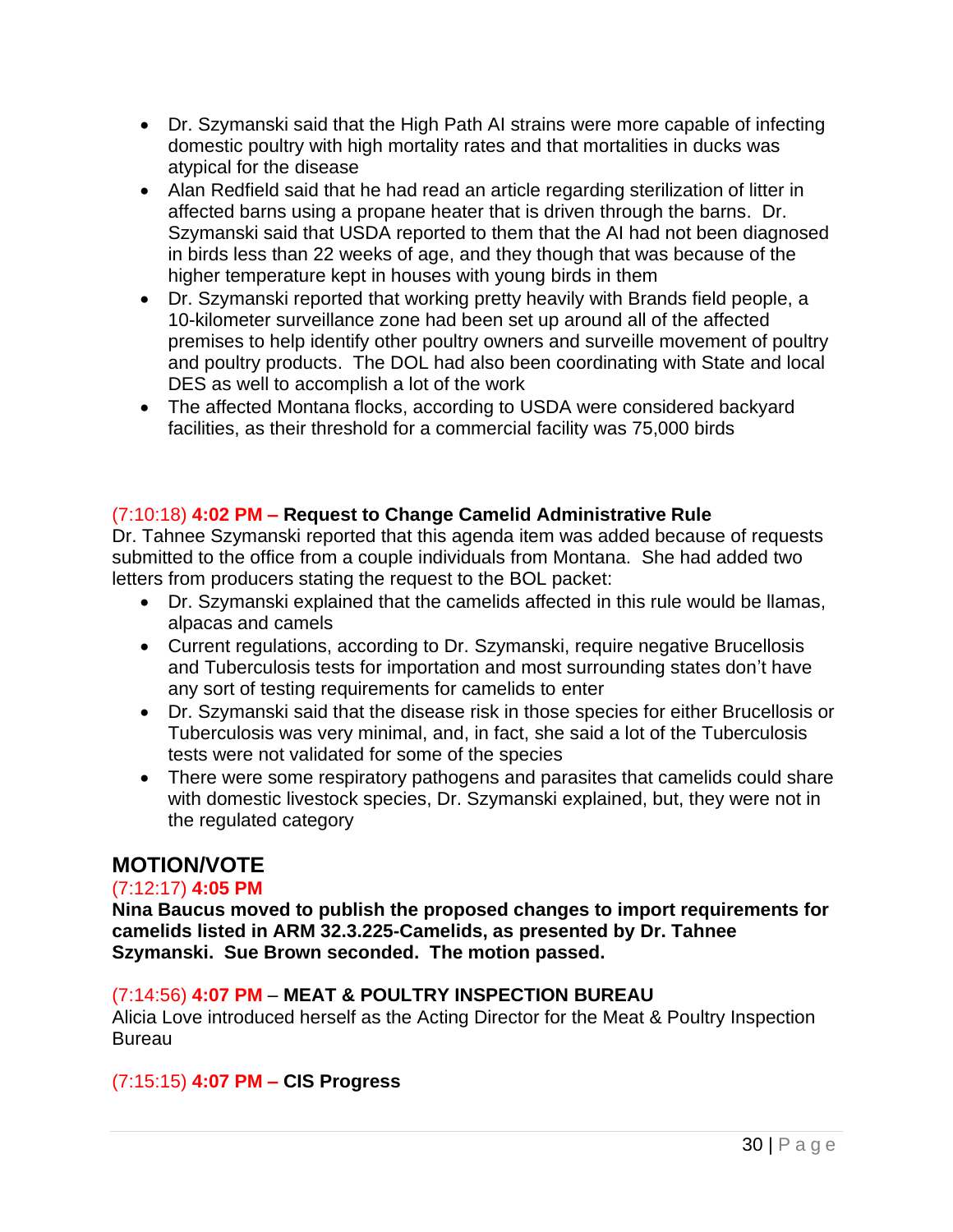- Dr. Szymanski said that the High Path AI strains were more capable of infecting domestic poultry with high mortality rates and that mortalities in ducks was atypical for the disease
- Alan Redfield said that he had read an article regarding sterilization of litter in affected barns using a propane heater that is driven through the barns. Dr. Szymanski said that USDA reported to them that the AI had not been diagnosed in birds less than 22 weeks of age, and they though that was because of the higher temperature kept in houses with young birds in them
- Dr. Szymanski reported that working pretty heavily with Brands field people, a 10-kilometer surveillance zone had been set up around all of the affected premises to help identify other poultry owners and surveille movement of poultry and poultry products. The DOL had also been coordinating with State and local DES as well to accomplish a lot of the work
- The affected Montana flocks, according to USDA were considered backyard facilities, as their threshold for a commercial facility was 75,000 birds

(7:10:18) **4:02 PM – Request to Change Camelid Administrative Rule**

Dr. Tahnee Szymanski reported that this agenda item was added because of requests submitted to the office from a couple individuals from Montana. She had added two letters from producers stating the request to the BOL packet:

- Dr. Szymanski explained that the camelids affected in this rule would be llamas, alpacas and camels
- Current regulations, according to Dr. Szymanski, require negative Brucellosis and Tuberculosis tests for importation and most surrounding states don't have any sort of testing requirements for camelids to enter
- Dr. Szymanski said that the disease risk in those species for either Brucellosis or Tuberculosis was very minimal, and, in fact, she said a lot of the Tuberculosis tests were not validated for some of the species
- There were some respiratory pathogens and parasites that camelids could share with domestic livestock species, Dr. Szymanski explained, but, they were not in the regulated category

## MOTION/VOTE

(7:12:17) **4:05 PM**

**Nina Baucus moved to publish the proposed changes to import requirements for camelids listed in ARM 32.3.225-Camelids, as presented by Dr. Tahnee Szymanski. Sue Brown seconded. The motion passed.**

(7:14:56) **4:07 PM** – **MEAT & POULTRY INSPECTION BUREAU**

Alicia Love introduced herself as the Acting Director for the Meat & Poultry Inspection Bureau

(7:15:15) **4:07 PM – CIS Progress**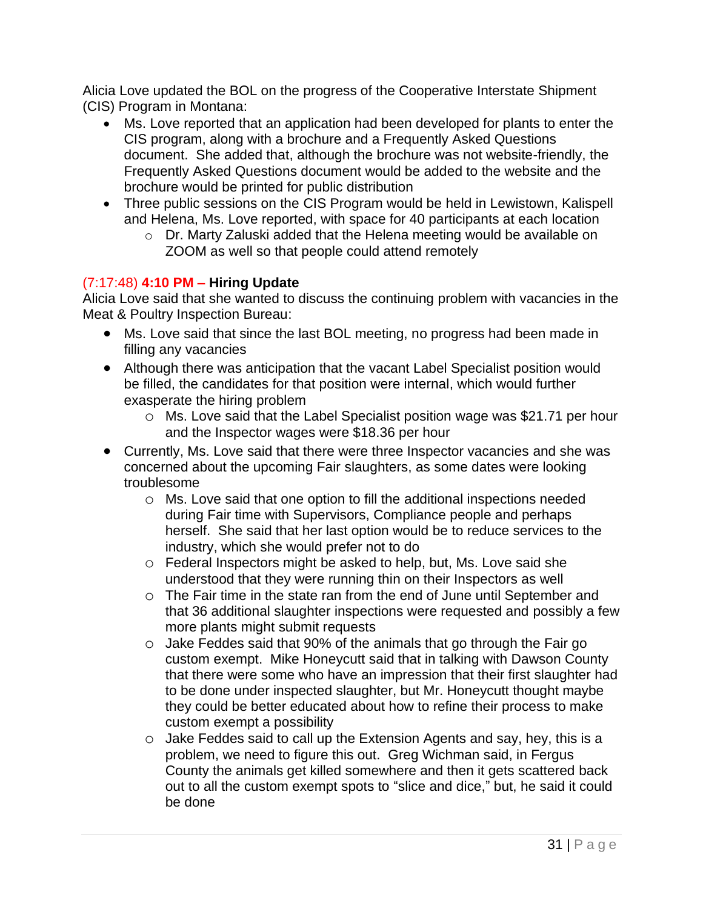Alicia Love updated the BOL on the progress of the Cooperative Interstate Shipment (CIS) Program in Montana:

- Ms. Love reported that an application had been developed for plants to enter the CIS program, along with a brochure and a Frequently Asked Questions document. She added that, although the brochure was not website-friendly, the Frequently Asked Questions document would be added to the website and the brochure would be printed for public distribution
- Three public sessions on the CIS Program would be held in Lewistown, Kalispell and Helena, Ms. Love reported, with space for 40 participants at each location
  - Dr. Marty Zaluski added that the Helena meeting would be available on ZOOM as well so that people could attend remotely

### (7:17:48) **4:10 PM – Hiring Update**

Alicia Love said that she wanted to discuss the continuing problem with vacancies in the Meat & Poultry Inspection Bureau:

- Ms. Love said that since the last BOL meeting, no progress had been made in filling any vacancies
- Although there was anticipation that the vacant Label Specialist position would be filled, the candidates for that position were internal, which would further exasperate the hiring problem
  - Ms. Love said that the Label Specialist position wage was $21.71 per hour and the Inspector wages were $18.36 per hour
- Currently, Ms. Love said that there were three Inspector vacancies and she was concerned about the upcoming Fair slaughters, as some dates were looking troublesome
  - Ms. Love said that one option to fill the additional inspections needed during Fair time with Supervisors, Compliance people and perhaps herself. She said that her last option would be to reduce services to the industry, which she would prefer not to do
  - Federal Inspectors might be asked to help, but, Ms. Love said she understood that they were running thin on their Inspectors as well
  - The Fair time in the state ran from the end of June until September and that 36 additional slaughter inspections were requested and possibly a few more plants might submit requests
  - Jake Feddes said that 90% of the animals that go through the Fair go custom exempt. Mike Honeycutt said that in talking with Dawson County that there were some who have an impression that their first slaughter had to be done under inspected slaughter, but Mr. Honeycutt thought maybe they could be better educated about how to refine their process to make custom exempt a possibility
  - Jake Feddes said to call up the Extension Agents and say, hey, this is a problem, we need to figure this out. Greg Wichman said, in Fergus County the animals get killed somewhere and then it gets scattered back out to all the custom exempt spots to "slice and dice," but, he said it could be done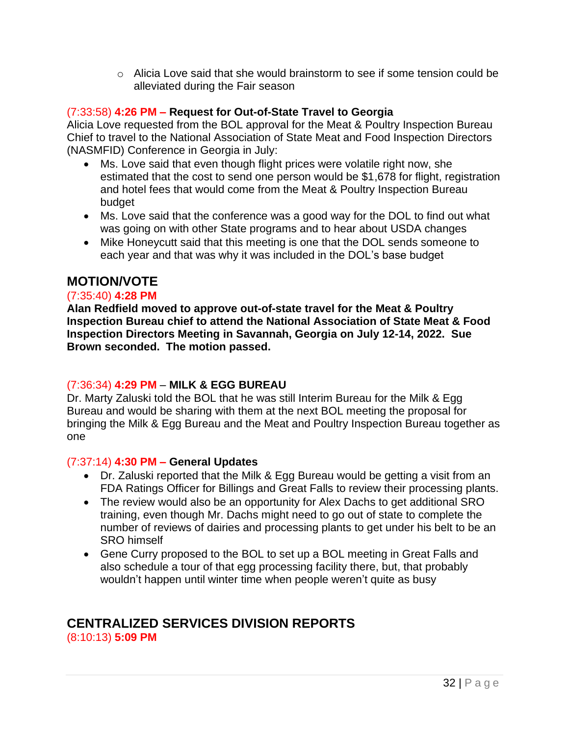- Alicia Love said that she would brainstorm to see if some tension could be alleviated during the Fair season

(7:33:58) **4:26 PM – Request for Out-of-State Travel to Georgia**
Alicia Love requested from the BOL approval for the Meat & Poultry Inspection Bureau Chief to travel to the National Association of State Meat and Food Inspection Directors (NASMFID) Conference in Georgia in July:

- Ms. Love said that even though flight prices were volatile right now, she estimated that the cost to send one person would be $1,678 for flight, registration and hotel fees that would come from the Meat & Poultry Inspection Bureau budget
- Ms. Love said that the conference was a good way for the DOL to find out what was going on with other State programs and to hear about USDA changes
- Mike Honeycutt said that this meeting is one that the DOL sends someone to each year and that was why it was included in the DOL's base budget

## MOTION/VOTE

(7:35:40) **4:28 PM**

**Alan Redfield moved to approve out-of-state travel for the Meat & Poultry Inspection Bureau chief to attend the National Association of State Meat & Food Inspection Directors Meeting in Savannah, Georgia on July 12-14, 2022. Sue Brown seconded. The motion passed.**

(7:36:34) **4:29 PM** – **MILK & EGG BUREAU**
Dr. Marty Zaluski told the BOL that he was still Interim Bureau for the Milk & Egg Bureau and would be sharing with them at the next BOL meeting the proposal for bringing the Milk & Egg Bureau and the Meat and Poultry Inspection Bureau together as one

(7:37:14) **4:30 PM – General Updates**

- Dr. Zaluski reported that the Milk & Egg Bureau would be getting a visit from an FDA Ratings Officer for Billings and Great Falls to review their processing plants.
- The review would also be an opportunity for Alex Dachs to get additional SRO training, even though Mr. Dachs might need to go out of state to complete the number of reviews of dairies and processing plants to get under his belt to be an SRO himself
- Gene Curry proposed to the BOL to set up a BOL meeting in Great Falls and also schedule a tour of that egg processing facility there, but, that probably wouldn't happen until winter time when people weren't quite as busy

## CENTRALIZED SERVICES DIVISION REPORTS

(8:10:13) **5:09 PM**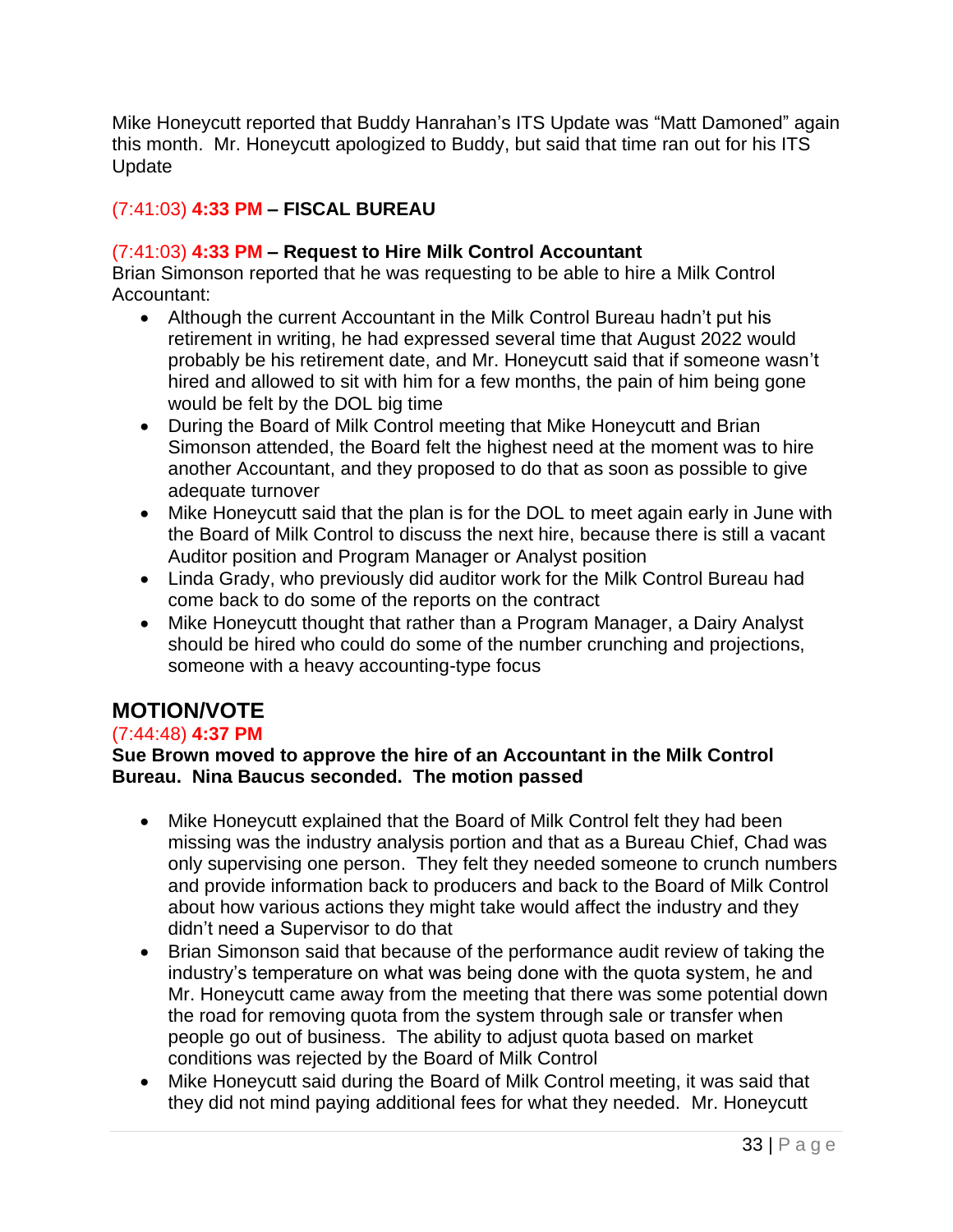Mike Honeycutt reported that Buddy Hanrahan's ITS Update was "Matt Damoned" again this month. Mr. Honeycutt apologized to Buddy, but said that time ran out for his ITS Update

### (7:41:03) **4:33 PM** – FISCAL BUREAU

### (7:41:03) **4:33 PM** – Request to Hire Milk Control Accountant

Brian Simonson reported that he was requesting to be able to hire a Milk Control Accountant:

- Although the current Accountant in the Milk Control Bureau hadn't put his retirement in writing, he had expressed several time that August 2022 would probably be his retirement date, and Mr. Honeycutt said that if someone wasn't hired and allowed to sit with him for a few months, the pain of him being gone would be felt by the DOL big time
- During the Board of Milk Control meeting that Mike Honeycutt and Brian Simonson attended, the Board felt the highest need at the moment was to hire another Accountant, and they proposed to do that as soon as possible to give adequate turnover
- Mike Honeycutt said that the plan is for the DOL to meet again early in June with the Board of Milk Control to discuss the next hire, because there is still a vacant Auditor position and Program Manager or Analyst position
- Linda Grady, who previously did auditor work for the Milk Control Bureau had come back to do some of the reports on the contract
- Mike Honeycutt thought that rather than a Program Manager, a Dairy Analyst should be hired who could do some of the number crunching and projections, someone with a heavy accounting-type focus

## MOTION/VOTE

(7:44:48) **4:37 PM**

**Sue Brown moved to approve the hire of an Accountant in the Milk Control Bureau. Nina Baucus seconded. The motion passed**

- Mike Honeycutt explained that the Board of Milk Control felt they had been missing was the industry analysis portion and that as a Bureau Chief, Chad was only supervising one person. They felt they needed someone to crunch numbers and provide information back to producers and back to the Board of Milk Control about how various actions they might take would affect the industry and they didn't need a Supervisor to do that
- Brian Simonson said that because of the performance audit review of taking the industry's temperature on what was being done with the quota system, he and Mr. Honeycutt came away from the meeting that there was some potential down the road for removing quota from the system through sale or transfer when people go out of business. The ability to adjust quota based on market conditions was rejected by the Board of Milk Control
- Mike Honeycutt said during the Board of Milk Control meeting, it was said that they did not mind paying additional fees for what they needed. Mr. Honeycutt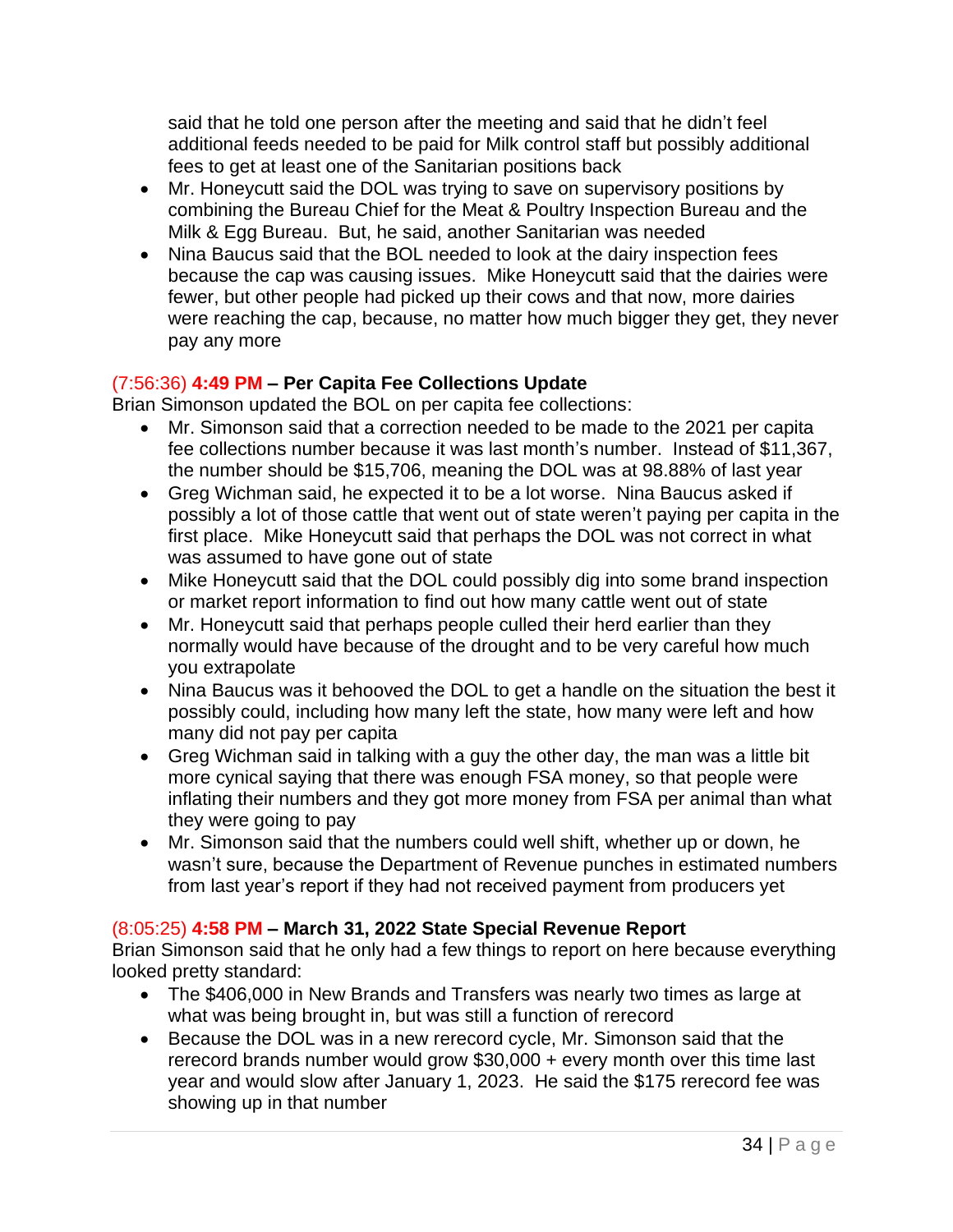said that he told one person after the meeting and said that he didn't feel additional feeds needed to be paid for Milk control staff but possibly additional fees to get at least one of the Sanitarian positions back

- Mr. Honeycutt said the DOL was trying to save on supervisory positions by combining the Bureau Chief for the Meat & Poultry Inspection Bureau and the Milk & Egg Bureau. But, he said, another Sanitarian was needed
- Nina Baucus said that the BOL needed to look at the dairy inspection fees because the cap was causing issues. Mike Honeycutt said that the dairies were fewer, but other people had picked up their cows and that now, more dairies were reaching the cap, because, no matter how much bigger they get, they never pay any more

### (7:56:36) **4:49 PM** – Per Capita Fee Collections Update

Brian Simonson updated the BOL on per capita fee collections:

- Mr. Simonson said that a correction needed to be made to the 2021 per capita fee collections number because it was last month's number. Instead of $11,367, the number should be $15,706, meaning the DOL was at 98.88% of last year
- Greg Wichman said, he expected it to be a lot worse. Nina Baucus asked if possibly a lot of those cattle that went out of state weren't paying per capita in the first place. Mike Honeycutt said that perhaps the DOL was not correct in what was assumed to have gone out of state
- Mike Honeycutt said that the DOL could possibly dig into some brand inspection or market report information to find out how many cattle went out of state
- Mr. Honeycutt said that perhaps people culled their herd earlier than they normally would have because of the drought and to be very careful how much you extrapolate
- Nina Baucus was it behooved the DOL to get a handle on the situation the best it possibly could, including how many left the state, how many were left and how many did not pay per capita
- Greg Wichman said in talking with a guy the other day, the man was a little bit more cynical saying that there was enough FSA money, so that people were inflating their numbers and they got more money from FSA per animal than what they were going to pay
- Mr. Simonson said that the numbers could well shift, whether up or down, he wasn't sure, because the Department of Revenue punches in estimated numbers from last year's report if they had not received payment from producers yet

### (8:05:25) **4:58 PM** – March 31, 2022 State Special Revenue Report

Brian Simonson said that he only had a few things to report on here because everything looked pretty standard:

- The $406,000 in New Brands and Transfers was nearly two times as large at what was being brought in, but was still a function of rerecord
- Because the DOL was in a new rerecord cycle, Mr. Simonson said that the rerecord brands number would grow $30,000 + every month over this time last year and would slow after January 1, 2023. He said the $175 rerecord fee was showing up in that number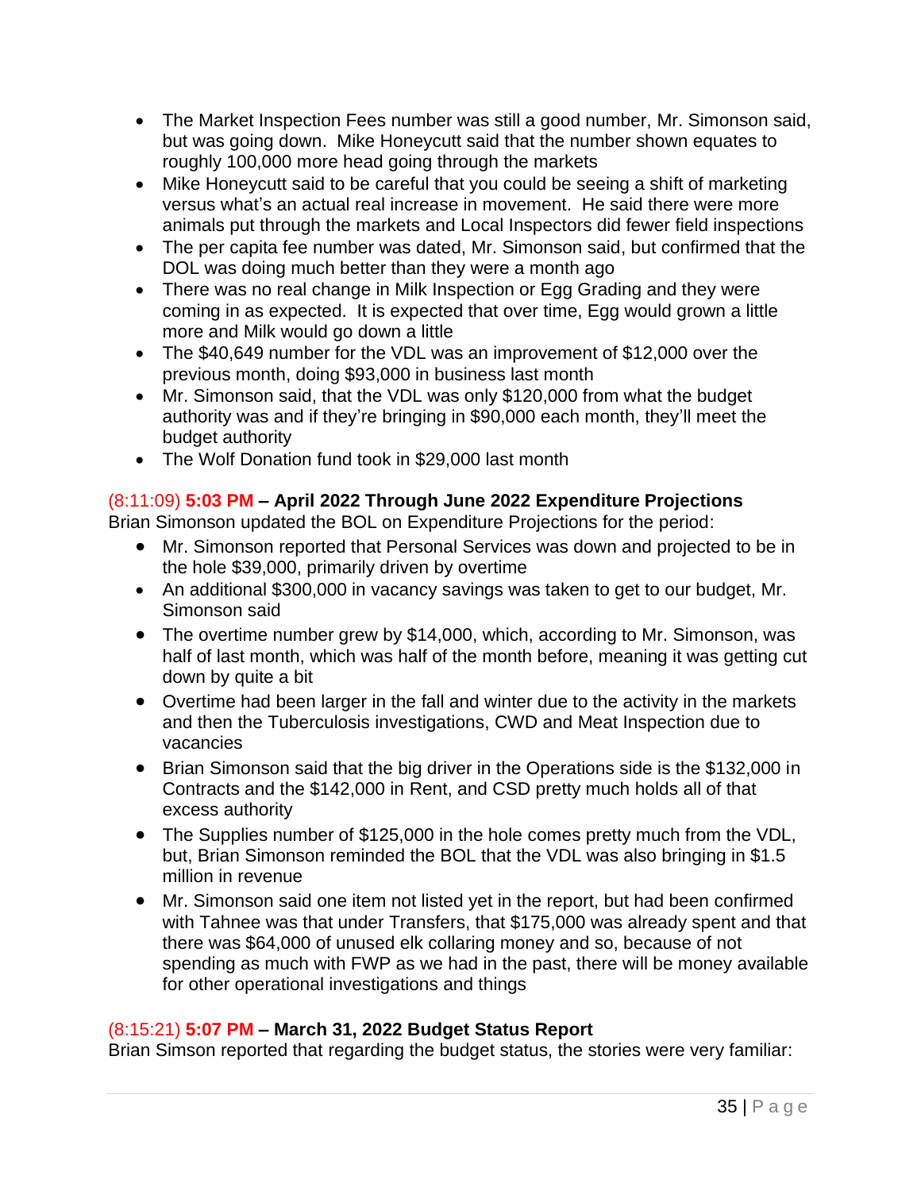- The Market Inspection Fees number was still a good number, Mr. Simonson said, but was going down. Mike Honeycutt said that the number shown equates to roughly 100,000 more head going through the markets
- Mike Honeycutt said to be careful that you could be seeing a shift of marketing versus what's an actual real increase in movement. He said there were more animals put through the markets and Local Inspectors did fewer field inspections
- The per capita fee number was dated, Mr. Simonson said, but confirmed that the DOL was doing much better than they were a month ago
- There was no real change in Milk Inspection or Egg Grading and they were coming in as expected. It is expected that over time, Egg would grown a little more and Milk would go down a little
- The $40,649 number for the VDL was an improvement of $12,000 over the previous month, doing $93,000 in business last month
- Mr. Simonson said, that the VDL was only $120,000 from what the budget authority was and if they're bringing in $90,000 each month, they'll meet the budget authority
- The Wolf Donation fund took in $29,000 last month

### (8:11:09) **5:03 PM** – April 2022 Through June 2022 Expenditure Projections

Brian Simonson updated the BOL on Expenditure Projections for the period:

- Mr. Simonson reported that Personal Services was down and projected to be in the hole $39,000, primarily driven by overtime
- An additional $300,000 in vacancy savings was taken to get to our budget, Mr. Simonson said
- The overtime number grew by $14,000, which, according to Mr. Simonson, was half of last month, which was half of the month before, meaning it was getting cut down by quite a bit
- Overtime had been larger in the fall and winter due to the activity in the markets and then the Tuberculosis investigations, CWD and Meat Inspection due to vacancies
- Brian Simonson said that the big driver in the Operations side is the $132,000 in Contracts and the $142,000 in Rent, and CSD pretty much holds all of that excess authority
- The Supplies number of $125,000 in the hole comes pretty much from the VDL, but, Brian Simonson reminded the BOL that the VDL was also bringing in $1.5 million in revenue
- Mr. Simonson said one item not listed yet in the report, but had been confirmed with Tahnee was that under Transfers, that $175,000 was already spent and that there was $64,000 of unused elk collaring money and so, because of not spending as much with FWP as we had in the past, there will be money available for other operational investigations and things

### (8:15:21) **5:07 PM** – March 31, 2022 Budget Status Report

Brian Simson reported that regarding the budget status, the stories were very familiar: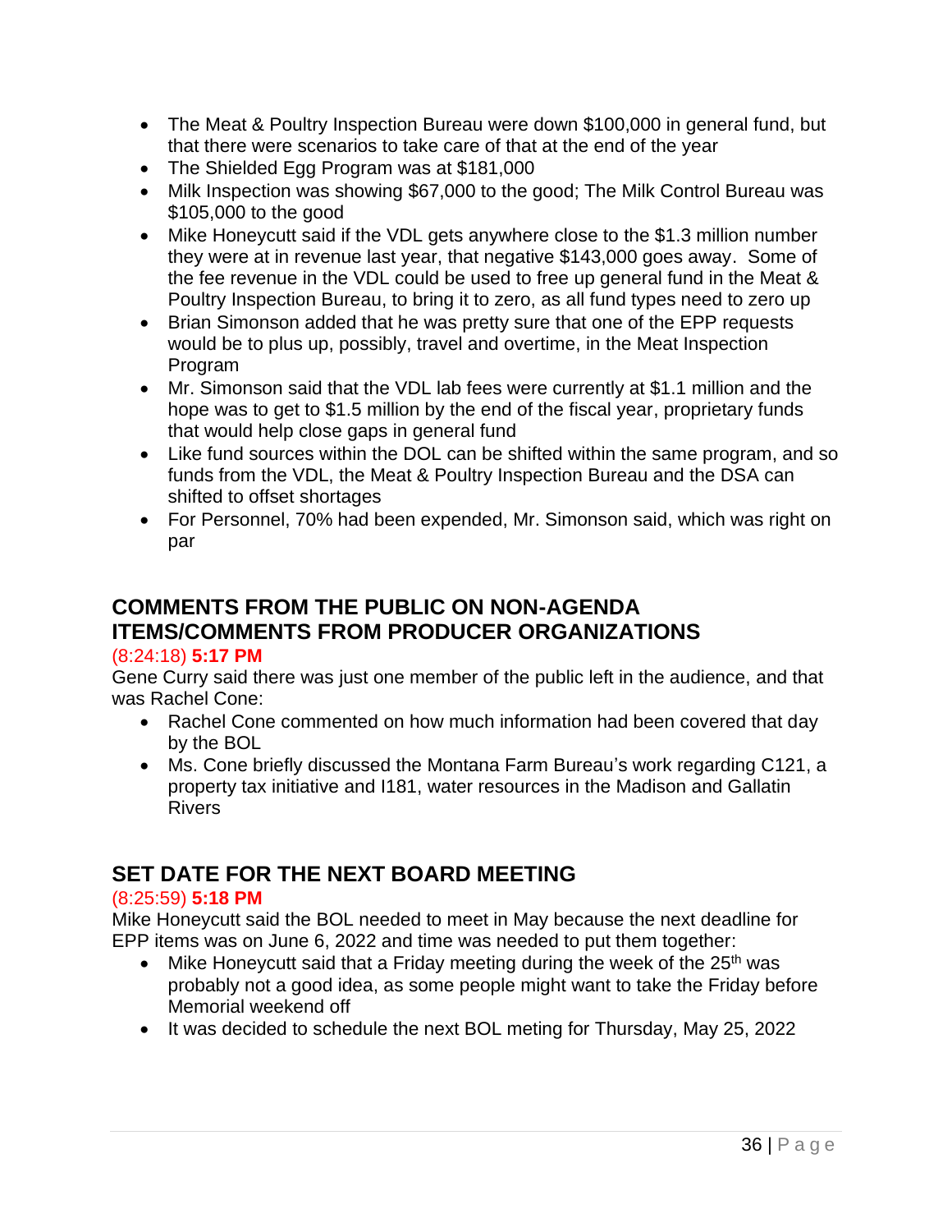- The Meat & Poultry Inspection Bureau were down $100,000 in general fund, but that there were scenarios to take care of that at the end of the year
- The Shielded Egg Program was at $181,000
- Milk Inspection was showing $67,000 to the good; The Milk Control Bureau was $105,000 to the good
- Mike Honeycutt said if the VDL gets anywhere close to the $1.3 million number they were at in revenue last year, that negative $143,000 goes away. Some of the fee revenue in the VDL could be used to free up general fund in the Meat & Poultry Inspection Bureau, to bring it to zero, as all fund types need to zero up
- Brian Simonson added that he was pretty sure that one of the EPP requests would be to plus up, possibly, travel and overtime, in the Meat Inspection Program
- Mr. Simonson said that the VDL lab fees were currently at $1.1 million and the hope was to get to $1.5 million by the end of the fiscal year, proprietary funds that would help close gaps in general fund
- Like fund sources within the DOL can be shifted within the same program, and so funds from the VDL, the Meat & Poultry Inspection Bureau and the DSA can shifted to offset shortages
- For Personnel, 70% had been expended, Mr. Simonson said, which was right on par

## COMMENTS FROM THE PUBLIC ON NON-AGENDA ITEMS/COMMENTS FROM PRODUCER ORGANIZATIONS

(8:24:18) **5:17 PM**

Gene Curry said there was just one member of the public left in the audience, and that was Rachel Cone:

- Rachel Cone commented on how much information had been covered that day by the BOL
- Ms. Cone briefly discussed the Montana Farm Bureau's work regarding C121, a property tax initiative and I181, water resources in the Madison and Gallatin Rivers

## SET DATE FOR THE NEXT BOARD MEETING

(8:25:59) **5:18 PM**

Mike Honeycutt said the BOL needed to meet in May because the next deadline for EPP items was on June 6, 2022 and time was needed to put them together:

- Mike Honeycutt said that a Friday meeting during the week of the 25th was probably not a good idea, as some people might want to take the Friday before Memorial weekend off
- It was decided to schedule the next BOL meting for Thursday, May 25, 2022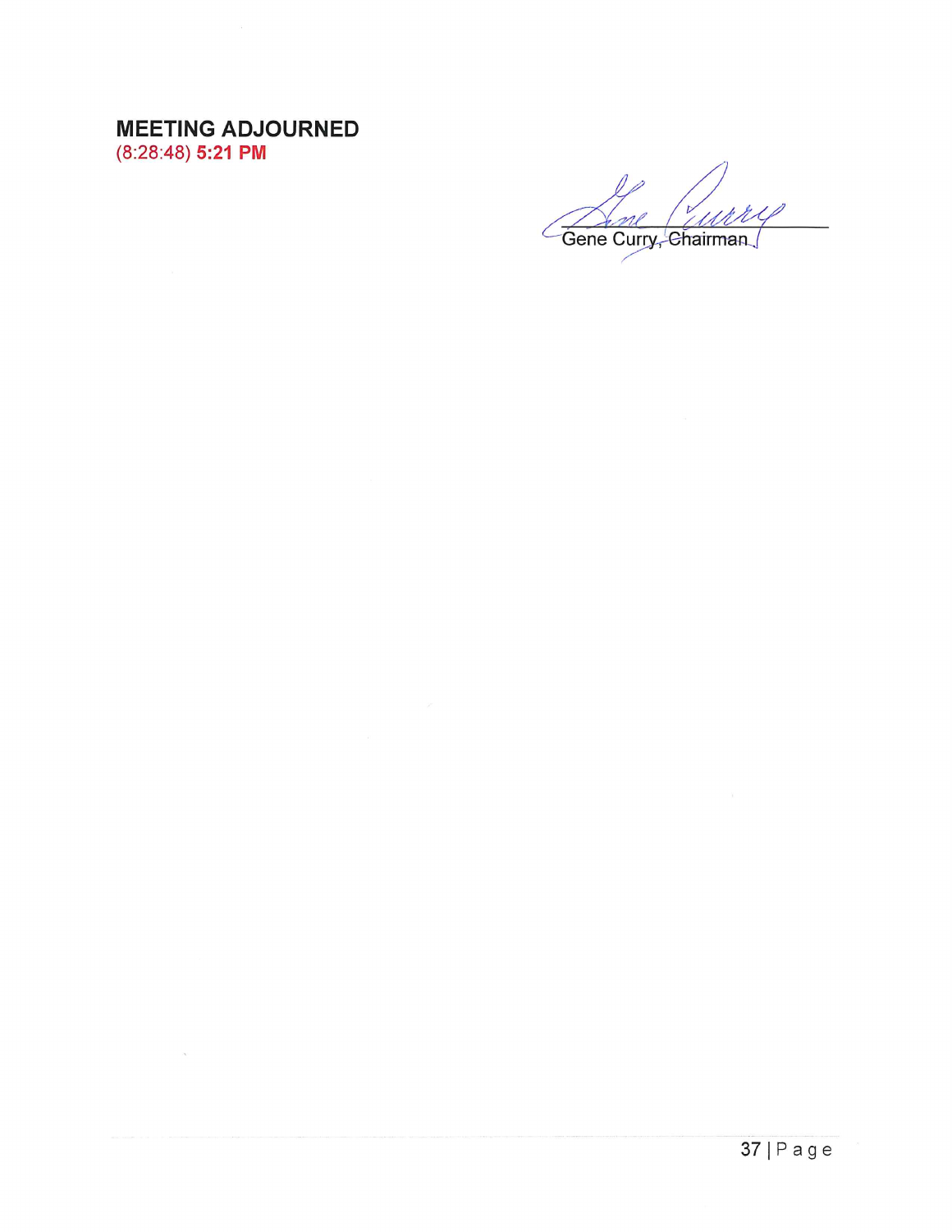## MEETING ADJOURNED

(8:28:48) **5:21 PM**

Gene Curry, Chairman